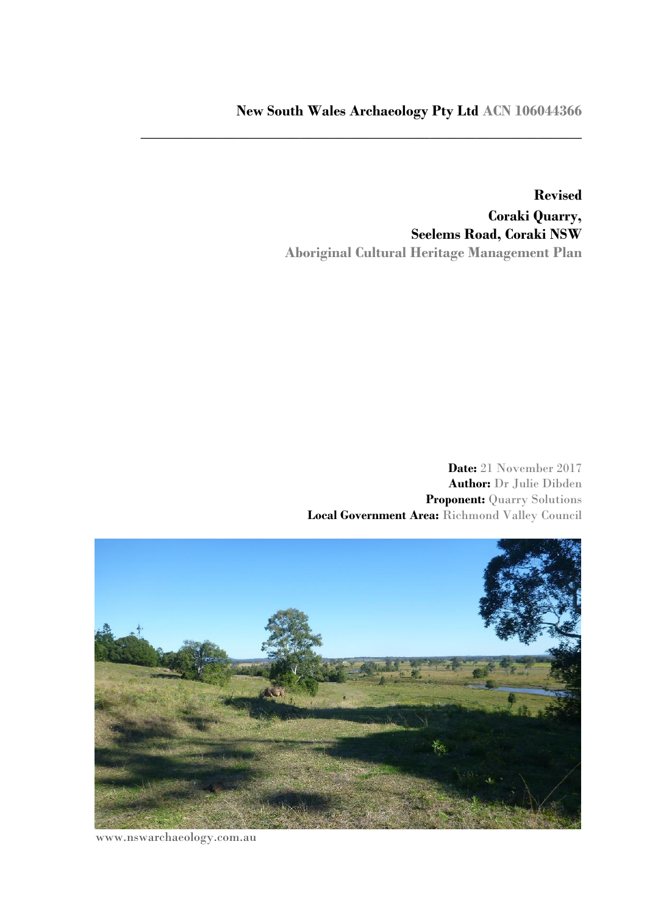**New South Wales Archaeology Pty Ltd** ACN 106044366

---

**Revised**

**Coraki Quarry,**

**Seelems Road, Coraki NSW**

**Aboriginal Cultural Heritage Management Plan**

**Date:** 21 November 2017

**Author:** Dr Julie Dibden

**Proponent:** Quarry Solutions

**Local Government Area:** Richmond Valley Council

www.nswarchaeology.com.au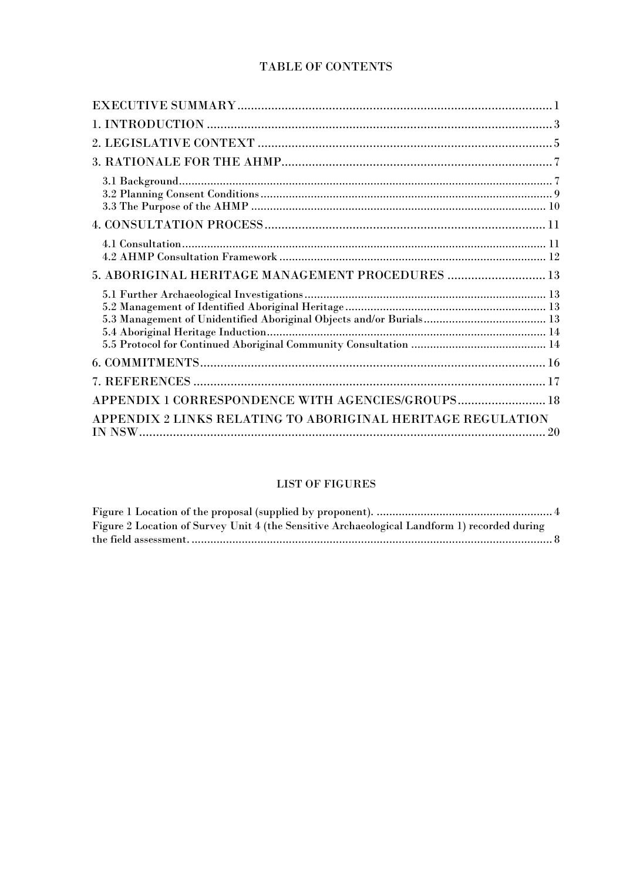# TABLE OF CONTENTS

EXECUTIVE SUMMARY ........................................................................................ 1

1. INTRODUCTION ........................................................................................ 3

2. LEGISLATIVE CONTEXT ........................................................................................ 5

3. RATIONALE FOR THE AHMP ........................................................................................ 7

- 3.1 Background ........................................................................................ 7
- 3.2 Planning Consent Conditions ........................................................................................ 9
- 3.3 The Purpose of the AHMP ........................................................................................ 10

4. CONSULTATION PROCESS ........................................................................................ 11

- 4.1 Consultation ........................................................................................ 11
- 4.2 AHMP Consultation Framework ........................................................................................ 12

5. ABORIGINAL HERITAGE MANAGEMENT PROCEDURES ........................................................................................ 13

- 5.1 Further Archaeological Investigations ........................................................................................ 13
- 5.2 Management of Identified Aboriginal Heritage ........................................................................................ 13
- 5.3 Management of Unidentified Aboriginal Objects and/or Burials ........................................................................................ 13
- 5.4 Aboriginal Heritage Induction ........................................................................................ 14
- 5.5 Protocol for Continued Aboriginal Community Consultation ........................................................................................ 14

6. COMMITMENTS ........................................................................................ 16

7. REFERENCES ........................................................................................ 17

APPENDIX 1 CORRESPONDENCE WITH AGENCIES/GROUPS ........................................................................................ 18

APPENDIX 2 LINKS RELATING TO ABORIGINAL HERITAGE REGULATION IN NSW ........................................................................................ 20

# LIST OF FIGURES

Figure 1 Location of the proposal (supplied by proponent). ........................................................................................ 4

Figure 2 Location of Survey Unit 4 (the Sensitive Archaeological Landform 1) recorded during the field assessment. ........................................................................................ 8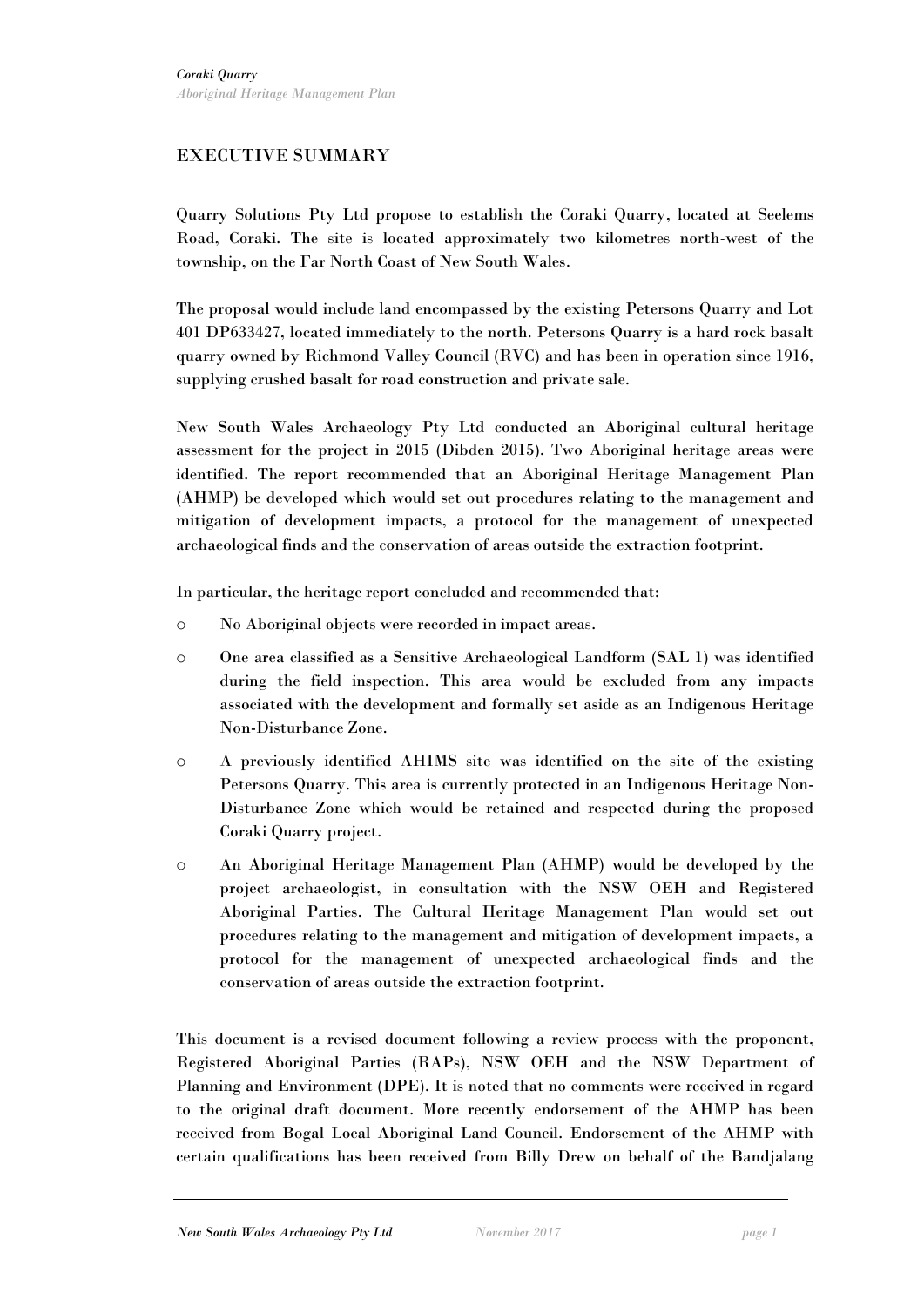## EXECUTIVE SUMMARY

Quarry Solutions Pty Ltd propose to establish the Coraki Quarry, located at Seelems Road, Coraki. The site is located approximately two kilometres north-west of the township, on the Far North Coast of New South Wales.

The proposal would include land encompassed by the existing Petersons Quarry and Lot 401 DP633427, located immediately to the north. Petersons Quarry is a hard rock basalt quarry owned by Richmond Valley Council (RVC) and has been in operation since 1916, supplying crushed basalt for road construction and private sale.

New South Wales Archaeology Pty Ltd conducted an Aboriginal cultural heritage assessment for the project in 2015 (Dibden 2015). Two Aboriginal heritage areas were identified. The report recommended that an Aboriginal Heritage Management Plan (AHMP) be developed which would set out procedures relating to the management and mitigation of development impacts, a protocol for the management of unexpected archaeological finds and the conservation of areas outside the extraction footprint.

In particular, the heritage report concluded and recommended that:

- No Aboriginal objects were recorded in impact areas.
- One area classified as a Sensitive Archaeological Landform (SAL 1) was identified during the field inspection. This area would be excluded from any impacts associated with the development and formally set aside as an Indigenous Heritage Non-Disturbance Zone.
- A previously identified AHIMS site was identified on the site of the existing Petersons Quarry. This area is currently protected in an Indigenous Heritage Non-Disturbance Zone which would be retained and respected during the proposed Coraki Quarry project.
- An Aboriginal Heritage Management Plan (AHMP) would be developed by the project archaeologist, in consultation with the NSW OEH and Registered Aboriginal Parties. The Cultural Heritage Management Plan would set out procedures relating to the management and mitigation of development impacts, a protocol for the management of unexpected archaeological finds and the conservation of areas outside the extraction footprint.

This document is a revised document following a review process with the proponent, Registered Aboriginal Parties (RAPs), NSW OEH and the NSW Department of Planning and Environment (DPE). It is noted that no comments were received in regard to the original draft document. More recently endorsement of the AHMP has been received from Bogal Local Aboriginal Land Council. Endorsement of the AHMP with certain qualifications has been received from Billy Drew on behalf of the Bandjalang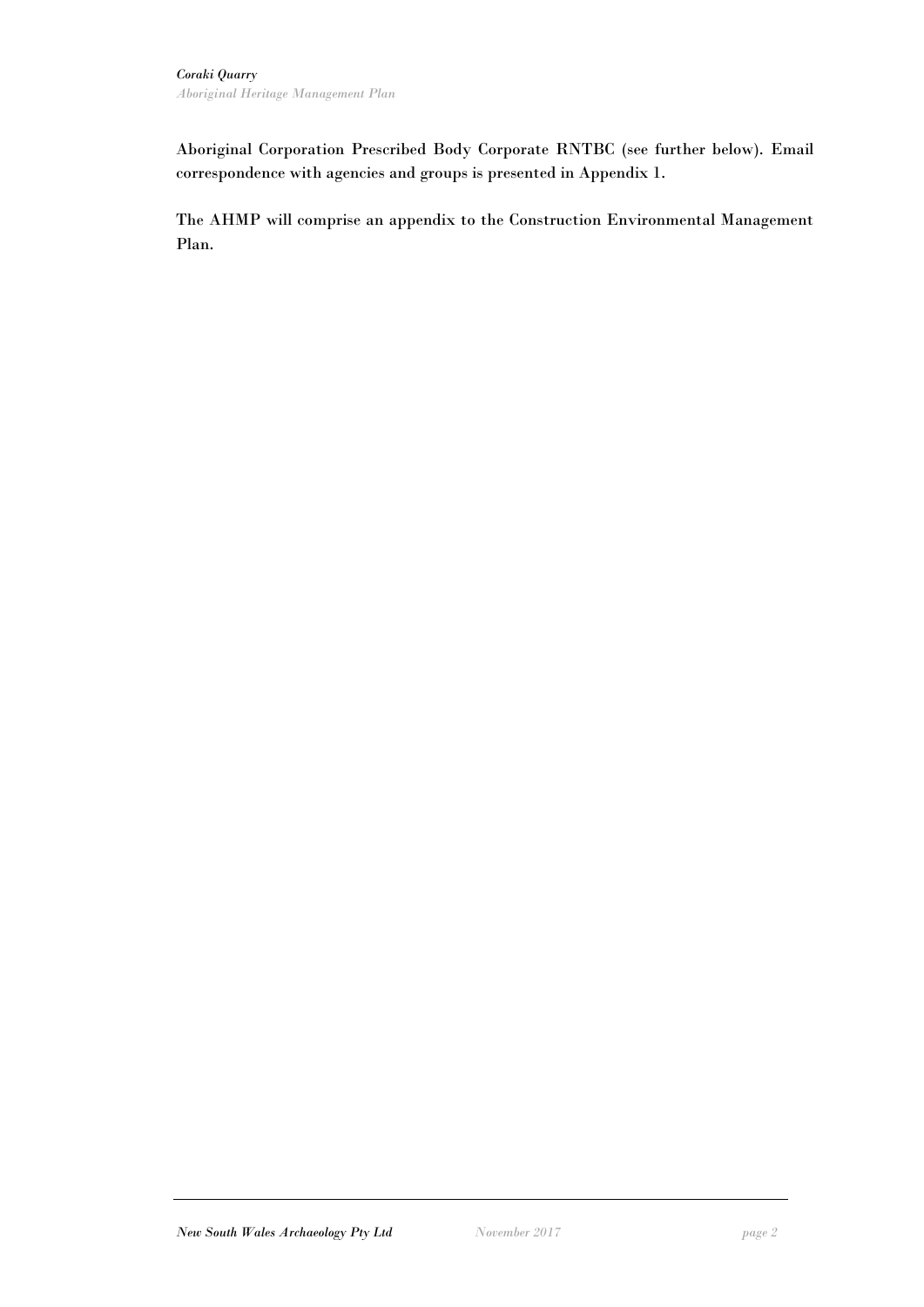Aboriginal Corporation Prescribed Body Corporate RNTBC (see further below). Email correspondence with agencies and groups is presented in Appendix 1.

The AHMP will comprise an appendix to the Construction Environmental Management Plan.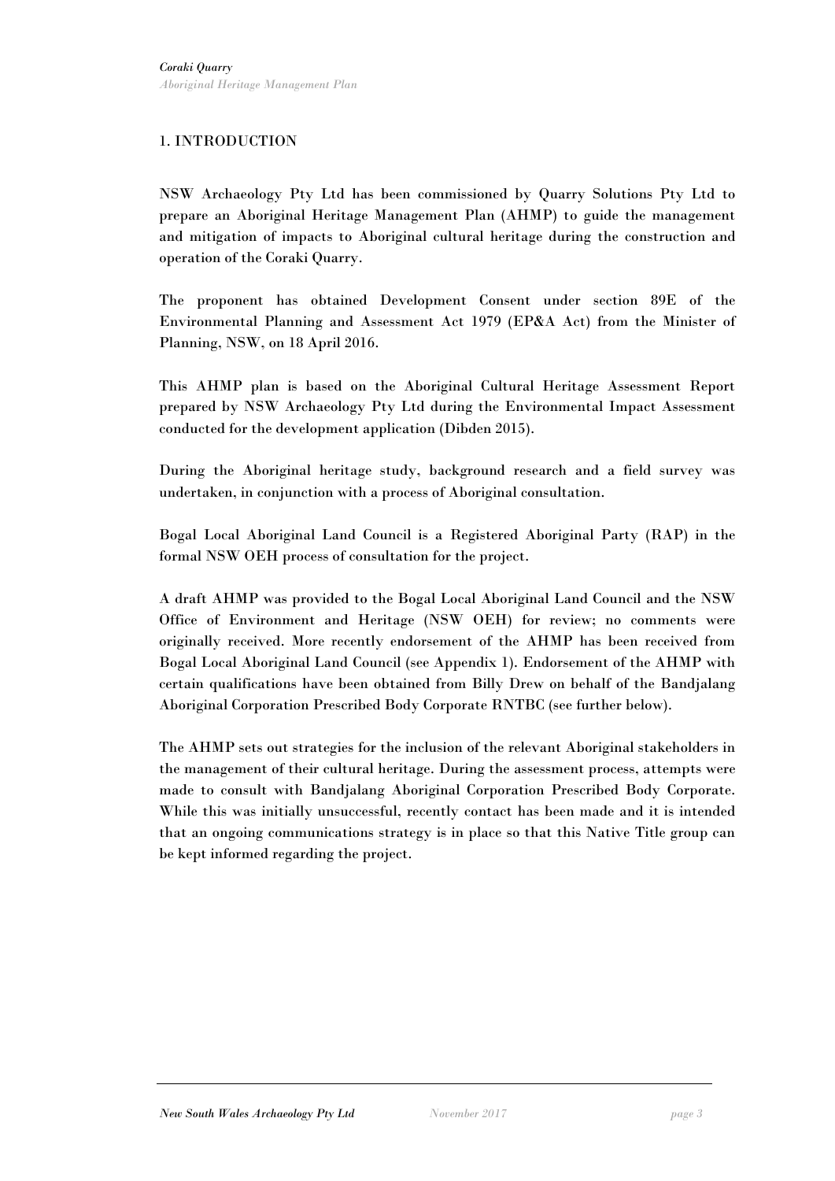## 1. INTRODUCTION

NSW Archaeology Pty Ltd has been commissioned by Quarry Solutions Pty Ltd to prepare an Aboriginal Heritage Management Plan (AHMP) to guide the management and mitigation of impacts to Aboriginal cultural heritage during the construction and operation of the Coraki Quarry.

The proponent has obtained Development Consent under section 89E of the Environmental Planning and Assessment Act 1979 (EP&A Act) from the Minister of Planning, NSW, on 18 April 2016.

This AHMP plan is based on the Aboriginal Cultural Heritage Assessment Report prepared by NSW Archaeology Pty Ltd during the Environmental Impact Assessment conducted for the development application (Dibden 2015).

During the Aboriginal heritage study, background research and a field survey was undertaken, in conjunction with a process of Aboriginal consultation.

Bogal Local Aboriginal Land Council is a Registered Aboriginal Party (RAP) in the formal NSW OEH process of consultation for the project.

A draft AHMP was provided to the Bogal Local Aboriginal Land Council and the NSW Office of Environment and Heritage (NSW OEH) for review; no comments were originally received. More recently endorsement of the AHMP has been received from Bogal Local Aboriginal Land Council (see Appendix 1). Endorsement of the AHMP with certain qualifications have been obtained from Billy Drew on behalf of the Bandjalang Aboriginal Corporation Prescribed Body Corporate RNTBC (see further below).

The AHMP sets out strategies for the inclusion of the relevant Aboriginal stakeholders in the management of their cultural heritage. During the assessment process, attempts were made to consult with Bandjalang Aboriginal Corporation Prescribed Body Corporate. While this was initially unsuccessful, recently contact has been made and it is intended that an ongoing communications strategy is in place so that this Native Title group can be kept informed regarding the project.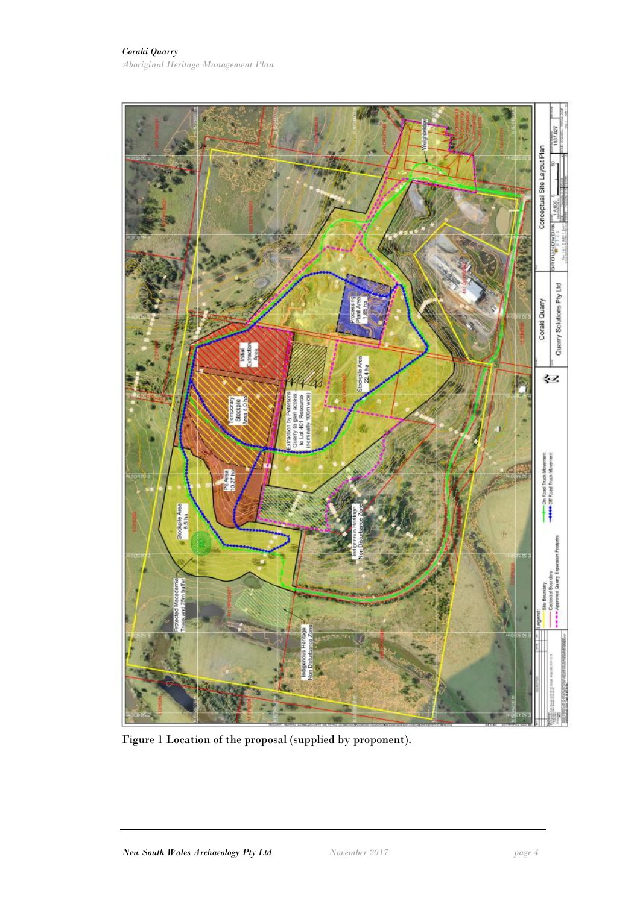Site Boundary

Cadastral Boundary

Approved Quarry Expansion Footprint

On Road Truck Movement

Off Road Truck Movement

Conceptual Site Layout Plan

Coraki Quarry

Quarry Solutions Pty Ltd

Weighbridge

Processing Plant Area 1.65 ha

Initial Extraction Area

Temporary Stockpile Area 4.0 ha

Extraction by Petersons Quarry to gain access to Lot 401 Resource (nominally 100m wide)

Stockpile Area 22.4 ha

Pit Area 10.27 ha

Stockpile Area 6.5 ha

Protected Macadamia Trees and 25m buffer

Indigenous Heritage Non Disturbance Zone

Indigenous Heritage Non Disturbance Zone

Figure 1 Location of the proposal (supplied by proponent).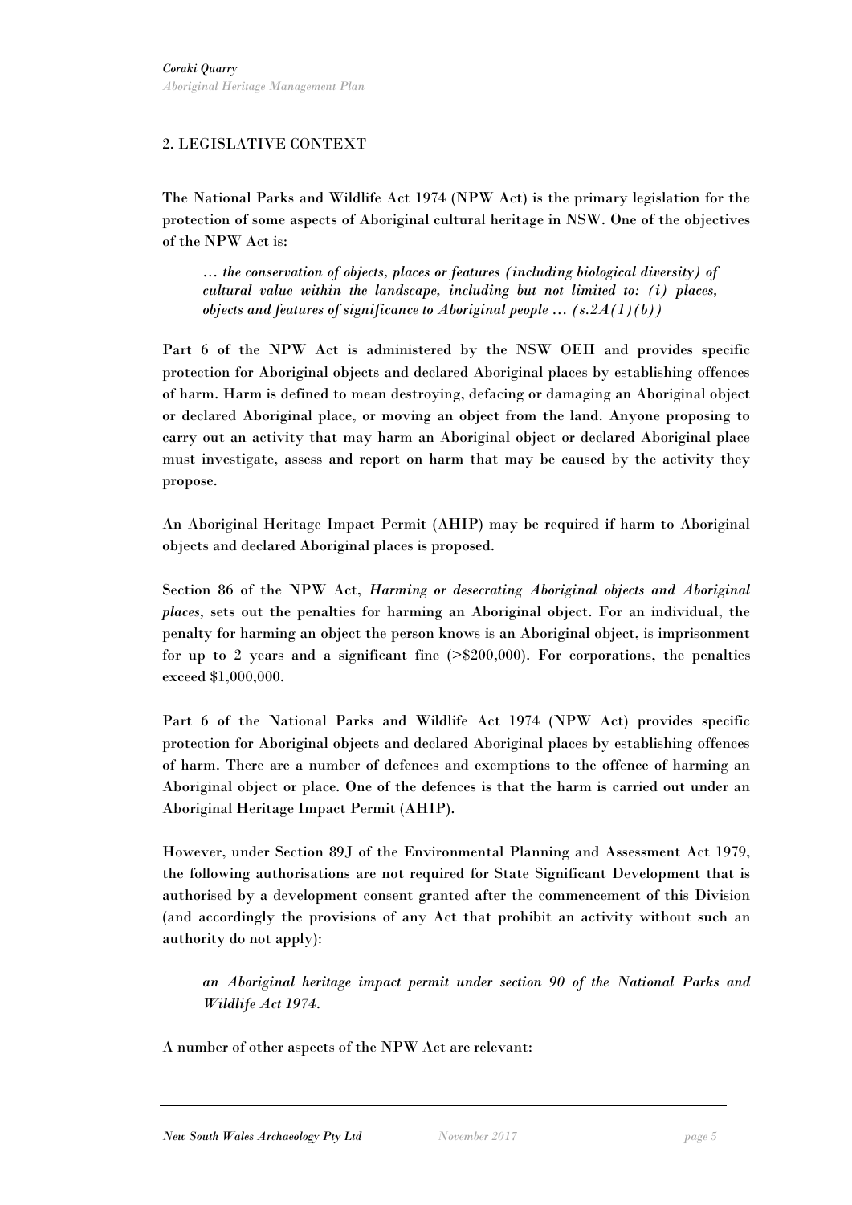## 2. LEGISLATIVE CONTEXT

The National Parks and Wildlife Act 1974 (NPW Act) is the primary legislation for the protection of some aspects of Aboriginal cultural heritage in NSW. One of the objectives of the NPW Act is:

> *… the conservation of objects, places or features (including biological diversity) of cultural value within the landscape, including but not limited to: (i) places, objects and features of significance to Aboriginal people … (s.2A(1)(b))*

Part 6 of the NPW Act is administered by the NSW OEH and provides specific protection for Aboriginal objects and declared Aboriginal places by establishing offences of harm. Harm is defined to mean destroying, defacing or damaging an Aboriginal object or declared Aboriginal place, or moving an object from the land. Anyone proposing to carry out an activity that may harm an Aboriginal object or declared Aboriginal place must investigate, assess and report on harm that may be caused by the activity they propose.

An Aboriginal Heritage Impact Permit (AHIP) may be required if harm to Aboriginal objects and declared Aboriginal places is proposed.

Section 86 of the NPW Act, *Harming or desecrating Aboriginal objects and Aboriginal places*, sets out the penalties for harming an Aboriginal object. For an individual, the penalty for harming an object the person knows is an Aboriginal object, is imprisonment for up to 2 years and a significant fine (>$200,000). For corporations, the penalties exceed $1,000,000.

Part 6 of the National Parks and Wildlife Act 1974 (NPW Act) provides specific protection for Aboriginal objects and declared Aboriginal places by establishing offences of harm. There are a number of defences and exemptions to the offence of harming an Aboriginal object or place. One of the defences is that the harm is carried out under an Aboriginal Heritage Impact Permit (AHIP).

However, under Section 89J of the Environmental Planning and Assessment Act 1979, the following authorisations are not required for State Significant Development that is authorised by a development consent granted after the commencement of this Division (and accordingly the provisions of any Act that prohibit an activity without such an authority do not apply):

> *an Aboriginal heritage impact permit under section 90 of the National Parks and Wildlife Act 1974.*

A number of other aspects of the NPW Act are relevant: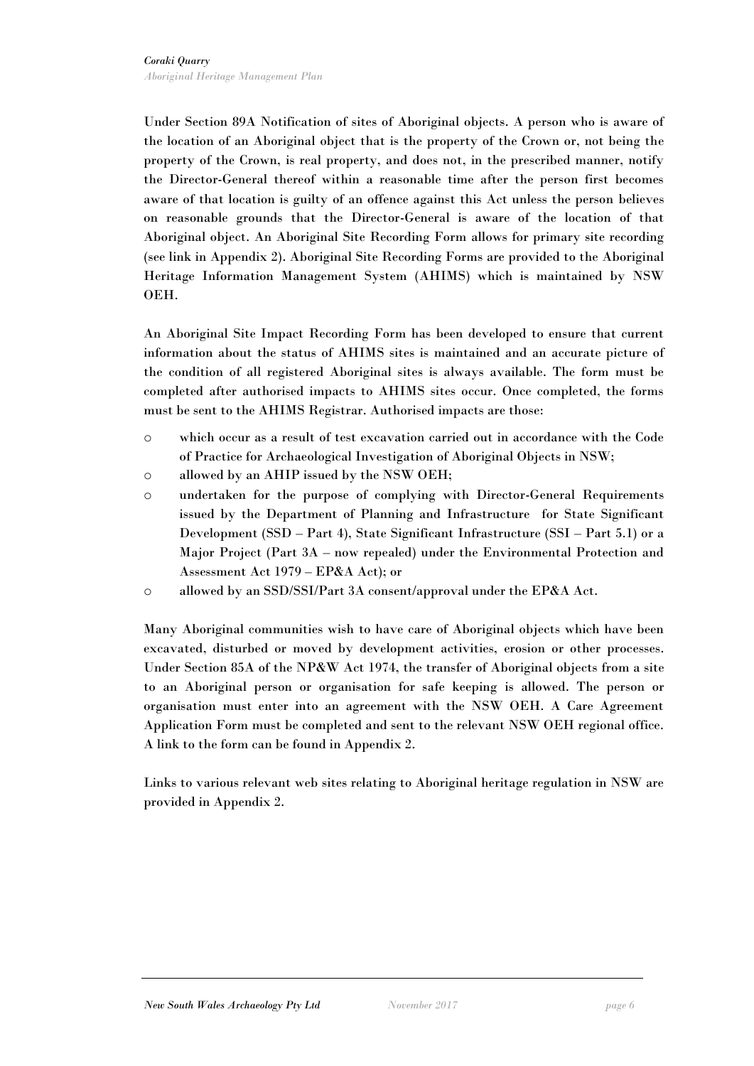Under Section 89A Notification of sites of Aboriginal objects. A person who is aware of the location of an Aboriginal object that is the property of the Crown or, not being the property of the Crown, is real property, and does not, in the prescribed manner, notify the Director-General thereof within a reasonable time after the person first becomes aware of that location is guilty of an offence against this Act unless the person believes on reasonable grounds that the Director-General is aware of the location of that Aboriginal object. An Aboriginal Site Recording Form allows for primary site recording (see link in Appendix 2). Aboriginal Site Recording Forms are provided to the Aboriginal Heritage Information Management System (AHIMS) which is maintained by NSW OEH.

An Aboriginal Site Impact Recording Form has been developed to ensure that current information about the status of AHIMS sites is maintained and an accurate picture of the condition of all registered Aboriginal sites is always available. The form must be completed after authorised impacts to AHIMS sites occur. Once completed, the forms must be sent to the AHIMS Registrar. Authorised impacts are those:

- which occur as a result of test excavation carried out in accordance with the Code of Practice for Archaeological Investigation of Aboriginal Objects in NSW;
- allowed by an AHIP issued by the NSW OEH;
- undertaken for the purpose of complying with Director-General Requirements issued by the Department of Planning and Infrastructure for State Significant Development (SSD – Part 4), State Significant Infrastructure (SSI – Part 5.1) or a Major Project (Part 3A – now repealed) under the Environmental Protection and Assessment Act 1979 – EP&A Act); or
- allowed by an SSD/SSI/Part 3A consent/approval under the EP&A Act.

Many Aboriginal communities wish to have care of Aboriginal objects which have been excavated, disturbed or moved by development activities, erosion or other processes. Under Section 85A of the NP&W Act 1974, the transfer of Aboriginal objects from a site to an Aboriginal person or organisation for safe keeping is allowed. The person or organisation must enter into an agreement with the NSW OEH. A Care Agreement Application Form must be completed and sent to the relevant NSW OEH regional office. A link to the form can be found in Appendix 2.

Links to various relevant web sites relating to Aboriginal heritage regulation in NSW are provided in Appendix 2.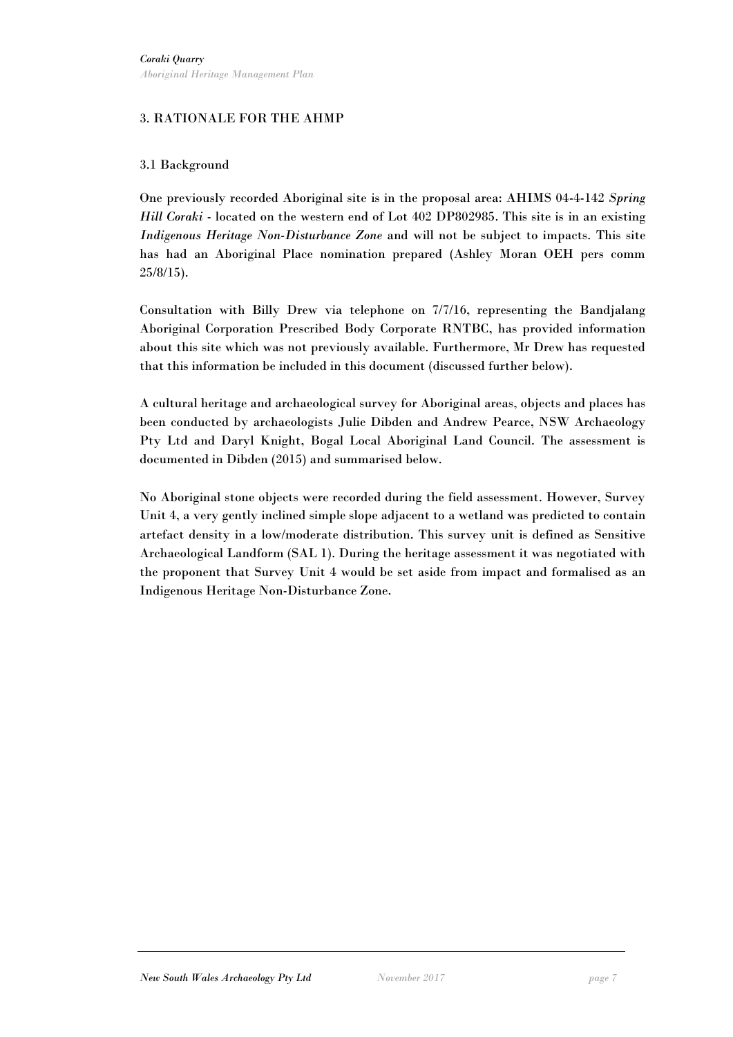## 3. RATIONALE FOR THE AHMP

### 3.1 Background

One previously recorded Aboriginal site is in the proposal area: AHIMS 04-4-142 *Spring Hill Coraki* - located on the western end of Lot 402 DP802985. This site is in an existing *Indigenous Heritage Non-Disturbance Zone* and will not be subject to impacts. This site has had an Aboriginal Place nomination prepared (Ashley Moran OEH pers comm 25/8/15).

Consultation with Billy Drew via telephone on 7/7/16, representing the Bandjalang Aboriginal Corporation Prescribed Body Corporate RNTBC, has provided information about this site which was not previously available. Furthermore, Mr Drew has requested that this information be included in this document (discussed further below).

A cultural heritage and archaeological survey for Aboriginal areas, objects and places has been conducted by archaeologists Julie Dibden and Andrew Pearce, NSW Archaeology Pty Ltd and Daryl Knight, Bogal Local Aboriginal Land Council. The assessment is documented in Dibden (2015) and summarised below.

No Aboriginal stone objects were recorded during the field assessment. However, Survey Unit 4, a very gently inclined simple slope adjacent to a wetland was predicted to contain artefact density in a low/moderate distribution. This survey unit is defined as Sensitive Archaeological Landform (SAL 1). During the heritage assessment it was negotiated with the proponent that Survey Unit 4 would be set aside from impact and formalised as an Indigenous Heritage Non-Disturbance Zone.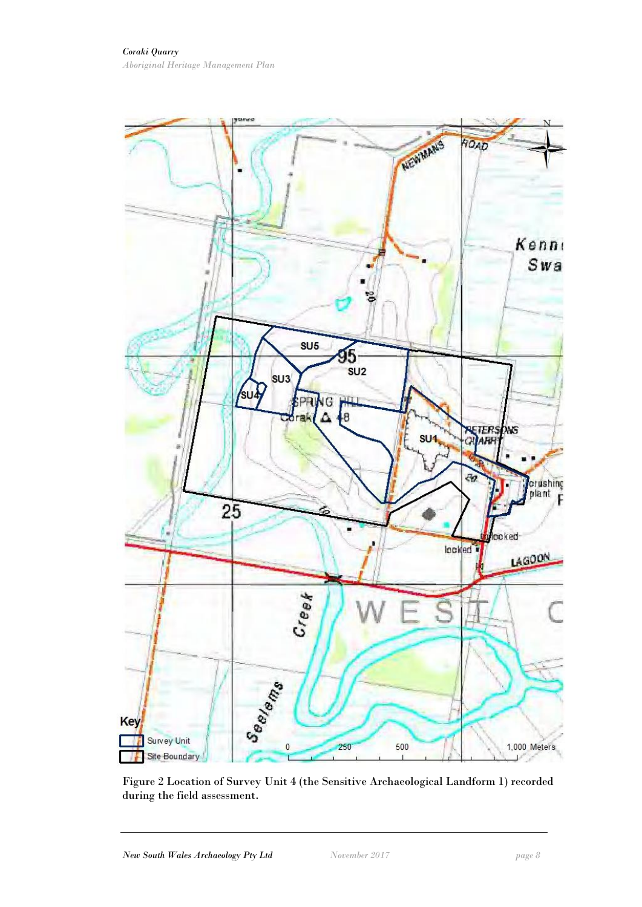Key

Survey Unit

Site Boundary

0 250 500 1,000 Meters

SU1

SU2

SU3

SU4

SU5

Figure 2 Location of Survey Unit 4 (the Sensitive Archaeological Landform 1) recorded during the field assessment.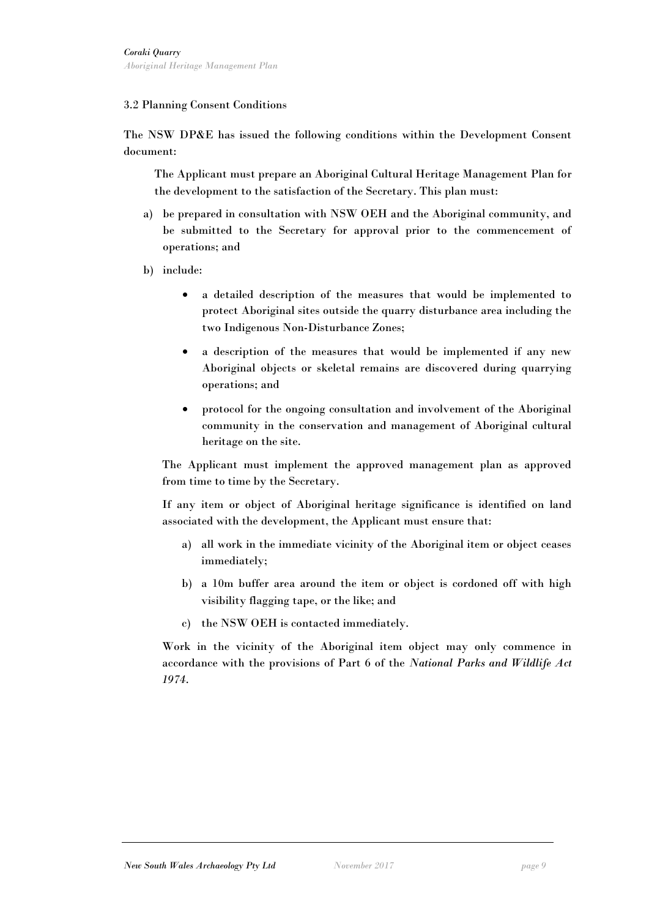## 3.2 Planning Consent Conditions

The NSW DP&E has issued the following conditions within the Development Consent document:

> The Applicant must prepare an Aboriginal Cultural Heritage Management Plan for the development to the satisfaction of the Secretary. This plan must:
>
> a) be prepared in consultation with NSW OEH and the Aboriginal community, and be submitted to the Secretary for approval prior to the commencement of operations; and
>
> b) include:
>
> - a detailed description of the measures that would be implemented to protect Aboriginal sites outside the quarry disturbance area including the two Indigenous Non-Disturbance Zones;
> - a description of the measures that would be implemented if any new Aboriginal objects or skeletal remains are discovered during quarrying operations; and
> - protocol for the ongoing consultation and involvement of the Aboriginal community in the conservation and management of Aboriginal cultural heritage on the site.
>
> The Applicant must implement the approved management plan as approved from time to time by the Secretary.
>
> If any item or object of Aboriginal heritage significance is identified on land associated with the development, the Applicant must ensure that:
>
> a) all work in the immediate vicinity of the Aboriginal item or object ceases immediately;
>
> b) a 10m buffer area around the item or object is cordoned off with high visibility flagging tape, or the like; and
>
> c) the NSW OEH is contacted immediately.
>
> Work in the vicinity of the Aboriginal item object may only commence in accordance with the provisions of Part 6 of the *National Parks and Wildlife Act 1974*.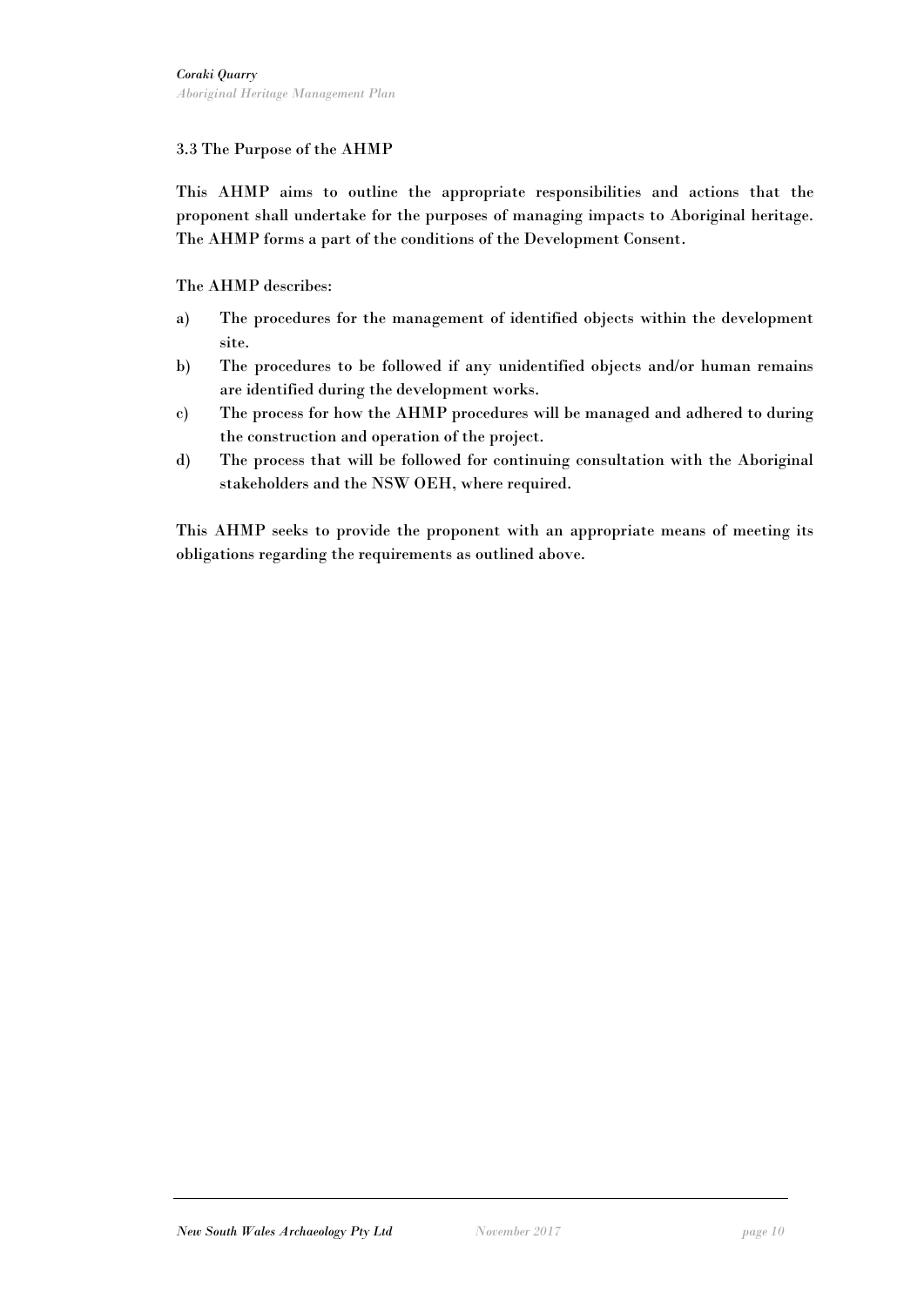### 3.3 The Purpose of the AHMP

This AHMP aims to outline the appropriate responsibilities and actions that the proponent shall undertake for the purposes of managing impacts to Aboriginal heritage. The AHMP forms a part of the conditions of the Development Consent.

The AHMP describes:

a) The procedures for the management of identified objects within the development site.

b) The procedures to be followed if any unidentified objects and/or human remains are identified during the development works.

c) The process for how the AHMP procedures will be managed and adhered to during the construction and operation of the project.

d) The process that will be followed for continuing consultation with the Aboriginal stakeholders and the NSW OEH, where required.

This AHMP seeks to provide the proponent with an appropriate means of meeting its obligations regarding the requirements as outlined above.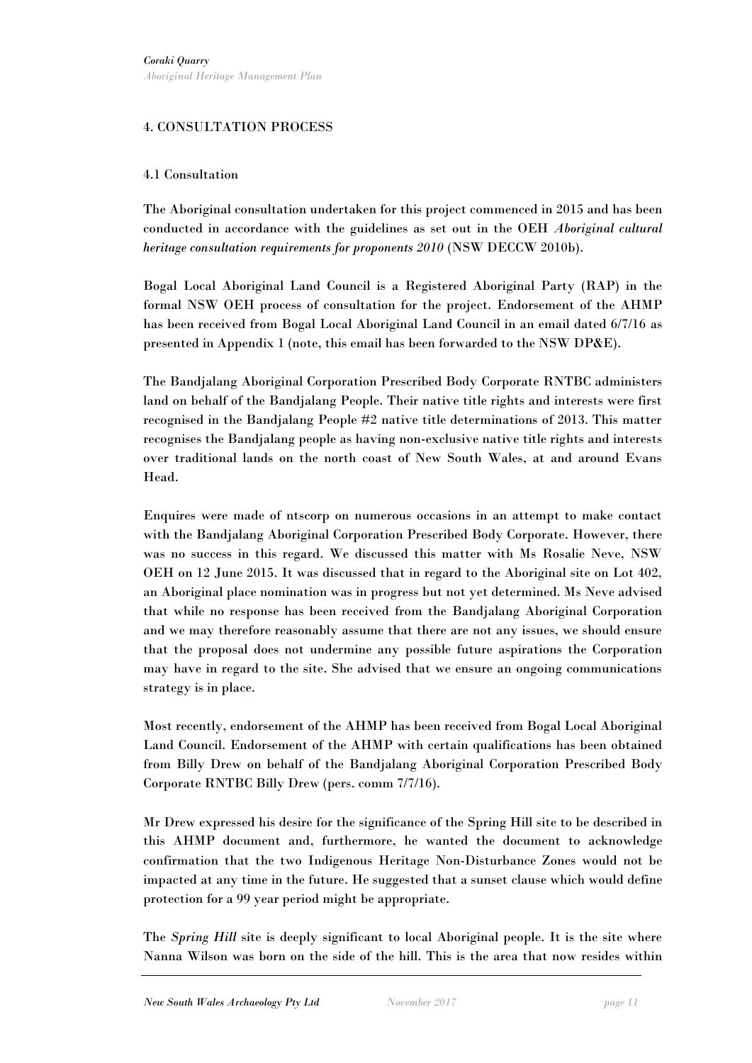## 4. CONSULTATION PROCESS

### 4.1 Consultation

The Aboriginal consultation undertaken for this project commenced in 2015 and has been conducted in accordance with the guidelines as set out in the OEH *Aboriginal cultural heritage consultation requirements for proponents 2010* (NSW DECCW 2010b).

Bogal Local Aboriginal Land Council is a Registered Aboriginal Party (RAP) in the formal NSW OEH process of consultation for the project. Endorsement of the AHMP has been received from Bogal Local Aboriginal Land Council in an email dated 6/7/16 as presented in Appendix 1 (note, this email has been forwarded to the NSW DP&E).

The Bandjalang Aboriginal Corporation Prescribed Body Corporate RNTBC administers land on behalf of the Bandjalang People. Their native title rights and interests were first recognised in the Bandjalang People #2 native title determinations of 2013. This matter recognises the Bandjalang people as having non-exclusive native title rights and interests over traditional lands on the north coast of New South Wales, at and around Evans Head.

Enquires were made of ntscorp on numerous occasions in an attempt to make contact with the Bandjalang Aboriginal Corporation Prescribed Body Corporate. However, there was no success in this regard. We discussed this matter with Ms Rosalie Neve, NSW OEH on 12 June 2015. It was discussed that in regard to the Aboriginal site on Lot 402, an Aboriginal place nomination was in progress but not yet determined. Ms Neve advised that while no response has been received from the Bandjalang Aboriginal Corporation and we may therefore reasonably assume that there are not any issues, we should ensure that the proposal does not undermine any possible future aspirations the Corporation may have in regard to the site. She advised that we ensure an ongoing communications strategy is in place.

Most recently, endorsement of the AHMP has been received from Bogal Local Aboriginal Land Council. Endorsement of the AHMP with certain qualifications has been obtained from Billy Drew on behalf of the Bandjalang Aboriginal Corporation Prescribed Body Corporate RNTBC Billy Drew (pers. comm 7/7/16).

Mr Drew expressed his desire for the significance of the Spring Hill site to be described in this AHMP document and, furthermore, he wanted the document to acknowledge confirmation that the two Indigenous Heritage Non-Disturbance Zones would not be impacted at any time in the future. He suggested that a sunset clause which would define protection for a 99 year period might be appropriate.

The *Spring Hill* site is deeply significant to local Aboriginal people. It is the site where Nanna Wilson was born on the side of the hill. This is the area that now resides within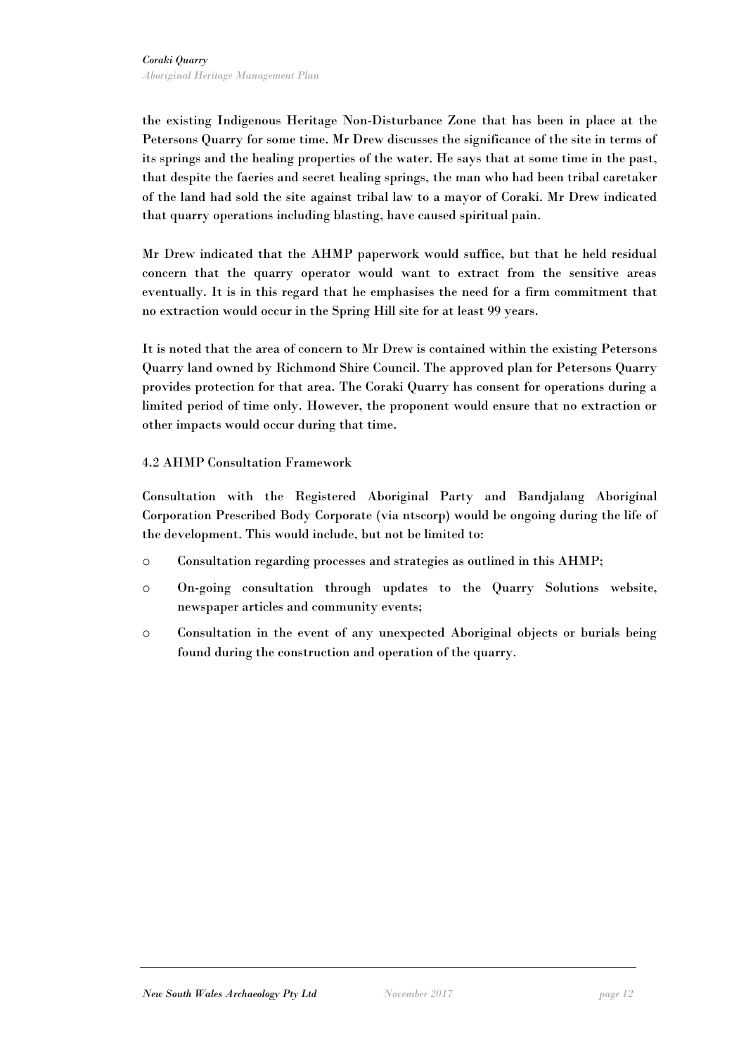the existing Indigenous Heritage Non-Disturbance Zone that has been in place at the Petersons Quarry for some time. Mr Drew discusses the significance of the site in terms of its springs and the healing properties of the water. He says that at some time in the past, that despite the faeries and secret healing springs, the man who had been tribal caretaker of the land had sold the site against tribal law to a mayor of Coraki. Mr Drew indicated that quarry operations including blasting, have caused spiritual pain.

Mr Drew indicated that the AHMP paperwork would suffice, but that he held residual concern that the quarry operator would want to extract from the sensitive areas eventually. It is in this regard that he emphasises the need for a firm commitment that no extraction would occur in the Spring Hill site for at least 99 years.

It is noted that the area of concern to Mr Drew is contained within the existing Petersons Quarry land owned by Richmond Shire Council. The approved plan for Petersons Quarry provides protection for that area. The Coraki Quarry has consent for operations during a limited period of time only. However, the proponent would ensure that no extraction or other impacts would occur during that time.

### 4.2 AHMP Consultation Framework

Consultation with the Registered Aboriginal Party and Bandjalang Aboriginal Corporation Prescribed Body Corporate (via ntscorp) would be ongoing during the life of the development. This would include, but not be limited to:

- Consultation regarding processes and strategies as outlined in this AHMP;
- On-going consultation through updates to the Quarry Solutions website, newspaper articles and community events;
- Consultation in the event of any unexpected Aboriginal objects or burials being found during the construction and operation of the quarry.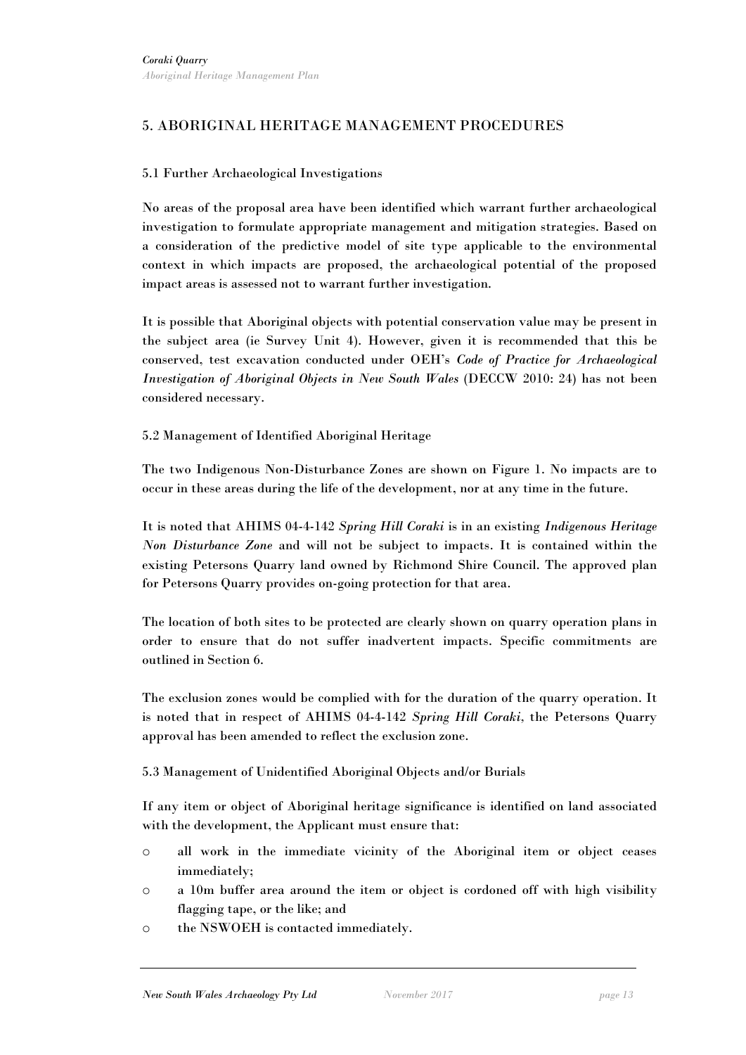## 5. ABORIGINAL HERITAGE MANAGEMENT PROCEDURES

### 5.1 Further Archaeological Investigations

No areas of the proposal area have been identified which warrant further archaeological investigation to formulate appropriate management and mitigation strategies. Based on a consideration of the predictive model of site type applicable to the environmental context in which impacts are proposed, the archaeological potential of the proposed impact areas is assessed not to warrant further investigation.

It is possible that Aboriginal objects with potential conservation value may be present in the subject area (ie Survey Unit 4). However, given it is recommended that this be conserved, test excavation conducted under OEH's *Code of Practice for Archaeological Investigation of Aboriginal Objects in New South Wales* (DECCW 2010: 24) has not been considered necessary.

### 5.2 Management of Identified Aboriginal Heritage

The two Indigenous Non-Disturbance Zones are shown on Figure 1. No impacts are to occur in these areas during the life of the development, nor at any time in the future.

It is noted that AHIMS 04-4-142 *Spring Hill Coraki* is in an existing *Indigenous Heritage Non Disturbance Zone* and will not be subject to impacts. It is contained within the existing Petersons Quarry land owned by Richmond Shire Council. The approved plan for Petersons Quarry provides on-going protection for that area.

The location of both sites to be protected are clearly shown on quarry operation plans in order to ensure that do not suffer inadvertent impacts. Specific commitments are outlined in Section 6.

The exclusion zones would be complied with for the duration of the quarry operation. It is noted that in respect of AHIMS 04-4-142 *Spring Hill Coraki*, the Petersons Quarry approval has been amended to reflect the exclusion zone.

### 5.3 Management of Unidentified Aboriginal Objects and/or Burials

If any item or object of Aboriginal heritage significance is identified on land associated with the development, the Applicant must ensure that:

- all work in the immediate vicinity of the Aboriginal item or object ceases immediately;
- a 10m buffer area around the item or object is cordoned off with high visibility flagging tape, or the like; and
- the NSWOEH is contacted immediately.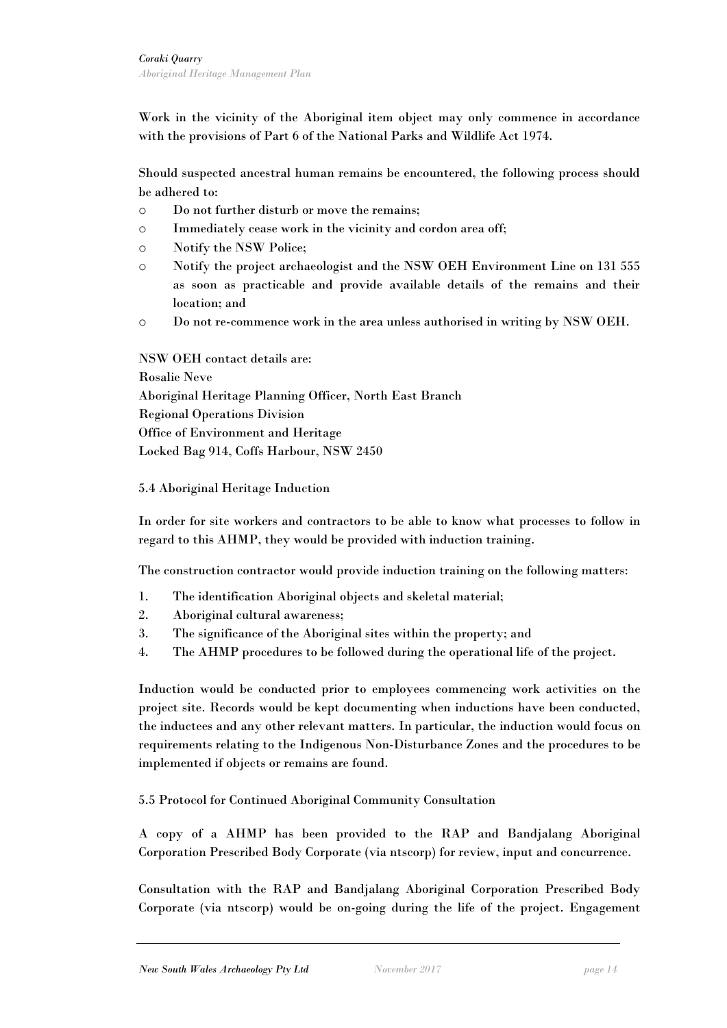Work in the vicinity of the Aboriginal item object may only commence in accordance with the provisions of Part 6 of the National Parks and Wildlife Act 1974.

Should suspected ancestral human remains be encountered, the following process should be adhered to:

- Do not further disturb or move the remains;
- Immediately cease work in the vicinity and cordon area off;
- Notify the NSW Police;
- Notify the project archaeologist and the NSW OEH Environment Line on 131 555 as soon as practicable and provide available details of the remains and their location; and
- Do not re-commence work in the area unless authorised in writing by NSW OEH.

NSW OEH contact details are:
Rosalie Neve
Aboriginal Heritage Planning Officer, North East Branch
Regional Operations Division
Office of Environment and Heritage
Locked Bag 914, Coffs Harbour, NSW 2450

### 5.4 Aboriginal Heritage Induction

In order for site workers and contractors to be able to know what processes to follow in regard to this AHMP, they would be provided with induction training.

The construction contractor would provide induction training on the following matters:

1. The identification Aboriginal objects and skeletal material;
2. Aboriginal cultural awareness;
3. The significance of the Aboriginal sites within the property; and
4. The AHMP procedures to be followed during the operational life of the project.

Induction would be conducted prior to employees commencing work activities on the project site. Records would be kept documenting when inductions have been conducted, the inductees and any other relevant matters. In particular, the induction would focus on requirements relating to the Indigenous Non-Disturbance Zones and the procedures to be implemented if objects or remains are found.

### 5.5 Protocol for Continued Aboriginal Community Consultation

A copy of a AHMP has been provided to the RAP and Bandjalang Aboriginal Corporation Prescribed Body Corporate (via ntscorp) for review, input and concurrence.

Consultation with the RAP and Bandjalang Aboriginal Corporation Prescribed Body Corporate (via ntscorp) would be on-going during the life of the project. Engagement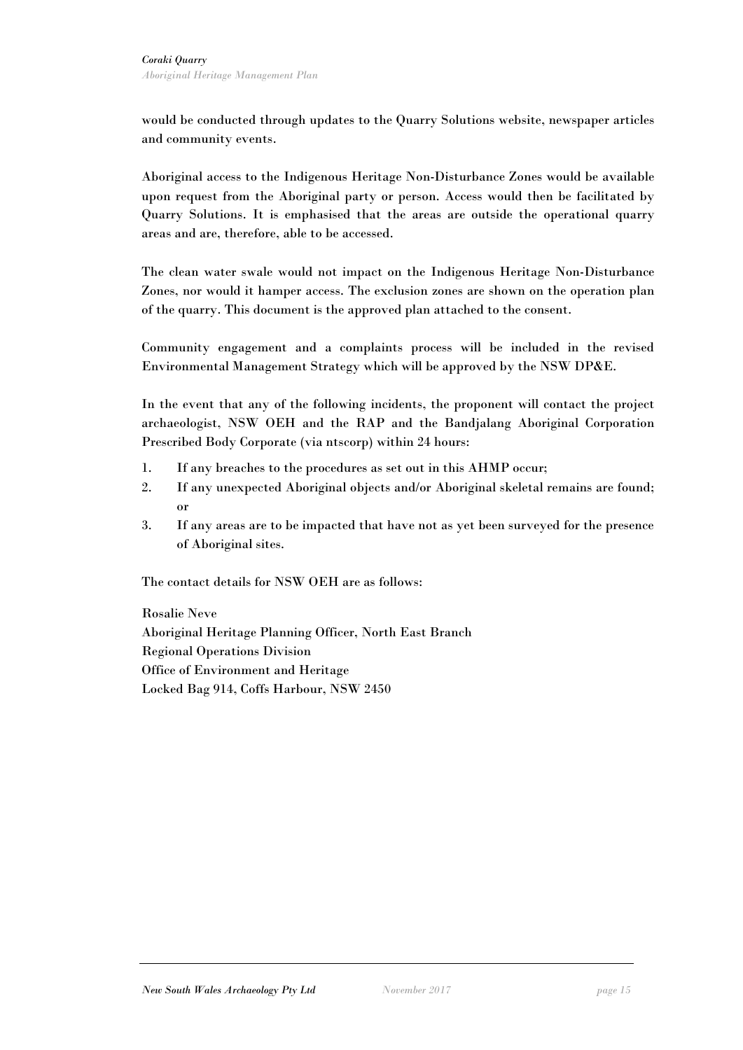would be conducted through updates to the Quarry Solutions website, newspaper articles and community events.

Aboriginal access to the Indigenous Heritage Non-Disturbance Zones would be available upon request from the Aboriginal party or person. Access would then be facilitated by Quarry Solutions. It is emphasised that the areas are outside the operational quarry areas and are, therefore, able to be accessed.

The clean water swale would not impact on the Indigenous Heritage Non-Disturbance Zones, nor would it hamper access. The exclusion zones are shown on the operation plan of the quarry. This document is the approved plan attached to the consent.

Community engagement and a complaints process will be included in the revised Environmental Management Strategy which will be approved by the NSW DP&E.

In the event that any of the following incidents, the proponent will contact the project archaeologist, NSW OEH and the RAP and the Bandjalang Aboriginal Corporation Prescribed Body Corporate (via ntscorp) within 24 hours:

1. If any breaches to the procedures as set out in this AHMP occur;
2. If any unexpected Aboriginal objects and/or Aboriginal skeletal remains are found; or
3. If any areas are to be impacted that have not as yet been surveyed for the presence of Aboriginal sites.

The contact details for NSW OEH are as follows:

Rosalie Neve
Aboriginal Heritage Planning Officer, North East Branch
Regional Operations Division
Office of Environment and Heritage
Locked Bag 914, Coffs Harbour, NSW 2450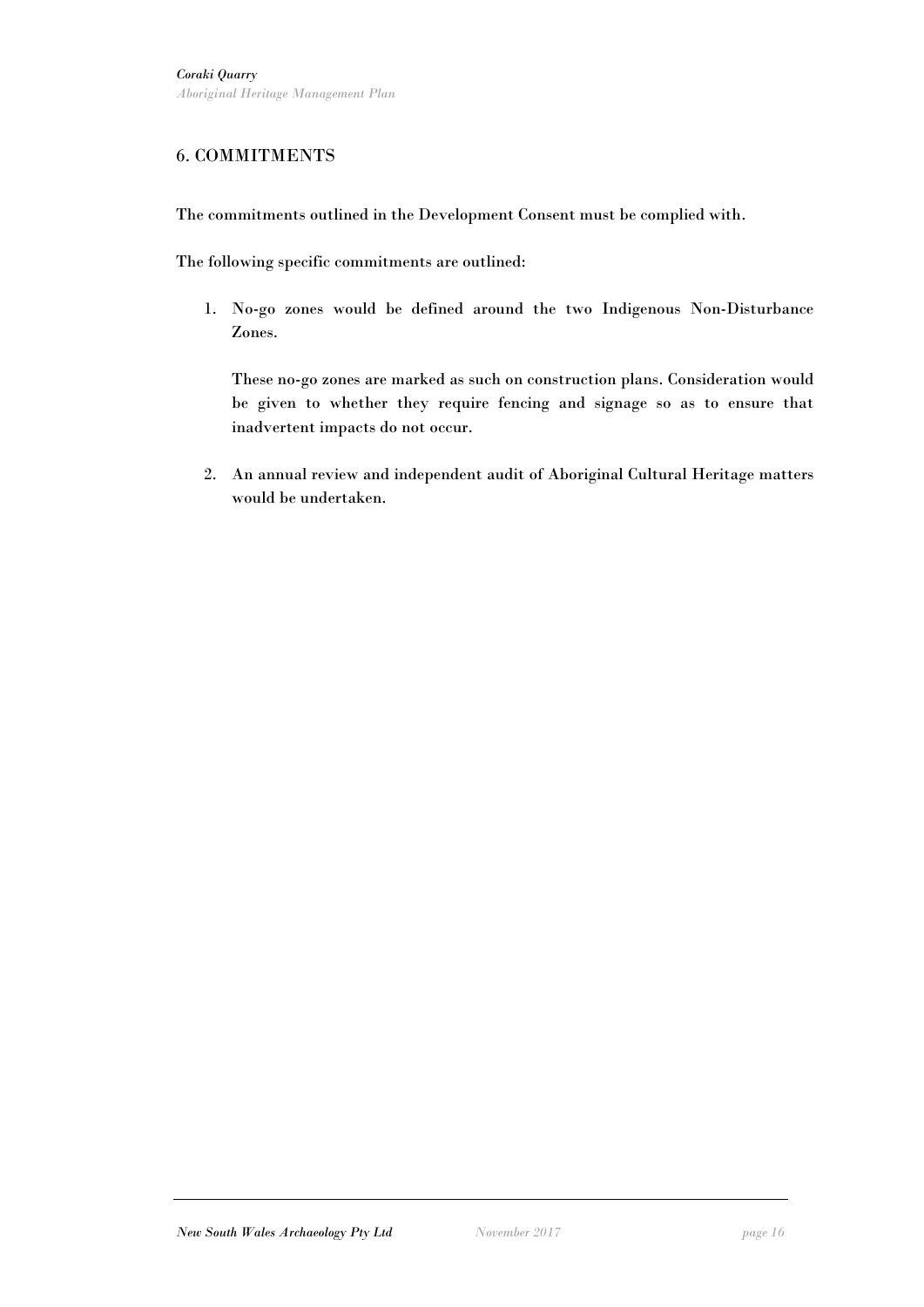## 6. COMMITMENTS

The commitments outlined in the Development Consent must be complied with.

The following specific commitments are outlined:

1. No-go zones would be defined around the two Indigenous Non-Disturbance Zones.

   These no-go zones are marked as such on construction plans. Consideration would be given to whether they require fencing and signage so as to ensure that inadvertent impacts do not occur.

2. An annual review and independent audit of Aboriginal Cultural Heritage matters would be undertaken.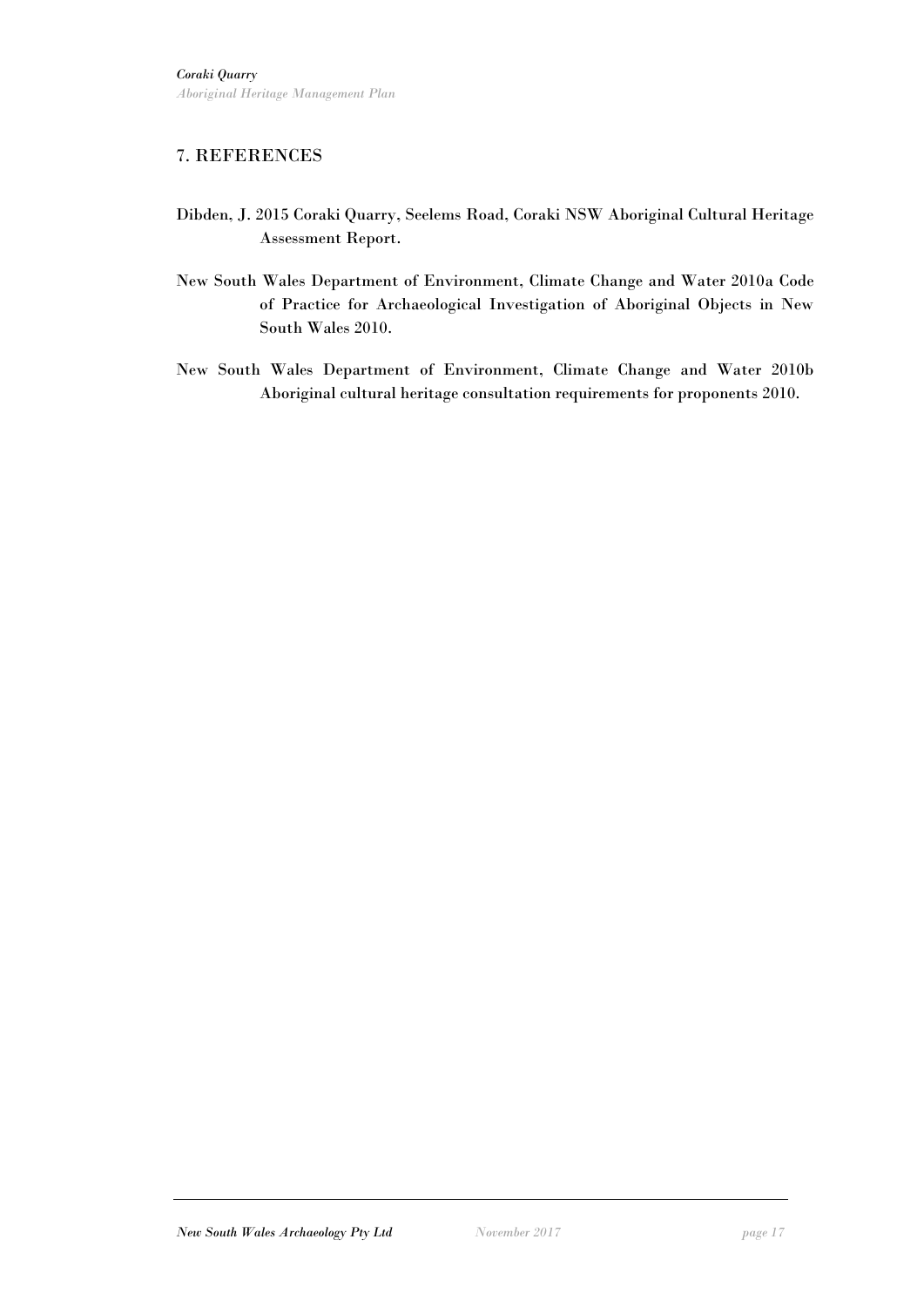## 7. REFERENCES

Dibden, J. 2015 Coraki Quarry, Seelems Road, Coraki NSW Aboriginal Cultural Heritage Assessment Report.

New South Wales Department of Environment, Climate Change and Water 2010a Code of Practice for Archaeological Investigation of Aboriginal Objects in New South Wales 2010.

New South Wales Department of Environment, Climate Change and Water 2010b Aboriginal cultural heritage consultation requirements for proponents 2010.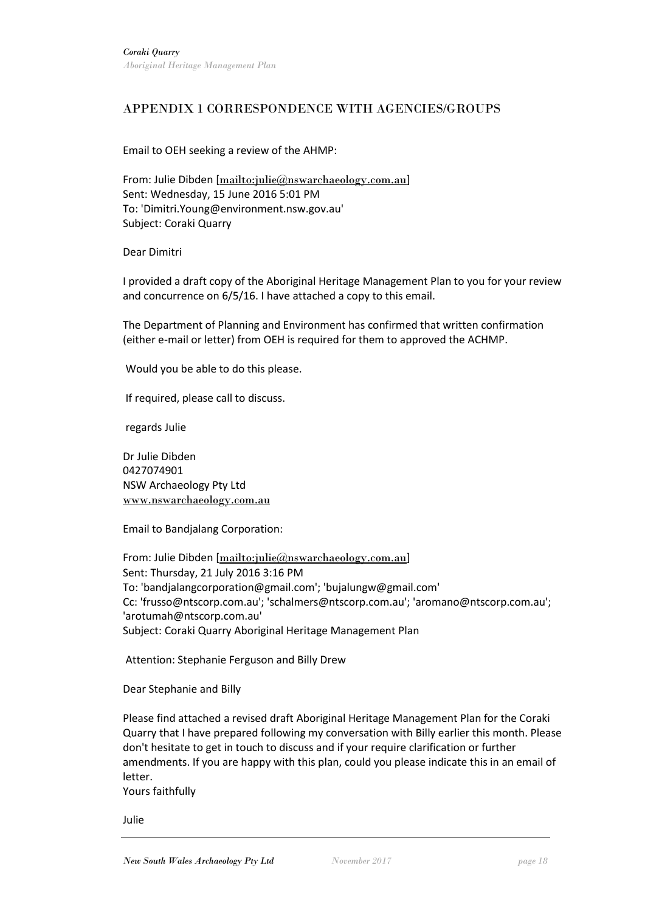## APPENDIX 1 CORRESPONDENCE WITH AGENCIES/GROUPS

Email to OEH seeking a review of the AHMP:

From: Julie Dibden [mailto:julie@nswarchaeology.com.au]
Sent: Wednesday, 15 June 2016 5:01 PM
To: 'Dimitri.Young@environment.nsw.gov.au'
Subject: Coraki Quarry

Dear Dimitri

I provided a draft copy of the Aboriginal Heritage Management Plan to you for your review and concurrence on 6/5/16. I have attached a copy to this email.

The Department of Planning and Environment has confirmed that written confirmation (either e-mail or letter) from OEH is required for them to approved the ACHMP.

Would you be able to do this please.

If required, please call to discuss.

regards Julie

Dr Julie Dibden
0427074901
NSW Archaeology Pty Ltd
www.nswarchaeology.com.au

Email to Bandjalang Corporation:

From: Julie Dibden [mailto:julie@nswarchaeology.com.au]
Sent: Thursday, 21 July 2016 3:16 PM
To: 'bandjalangcorporation@gmail.com'; 'bujalungw@gmail.com'
Cc: 'frusso@ntscorp.com.au'; 'schalmers@ntscorp.com.au'; 'aromano@ntscorp.com.au'; 'arotumah@ntscorp.com.au'
Subject: Coraki Quarry Aboriginal Heritage Management Plan

Attention: Stephanie Ferguson and Billy Drew

Dear Stephanie and Billy

Please find attached a revised draft Aboriginal Heritage Management Plan for the Coraki Quarry that I have prepared following my conversation with Billy earlier this month. Please don't hesitate to get in touch to discuss and if your require clarification or further amendments. If you are happy with this plan, could you please indicate this in an email of letter.
Yours faithfully

Julie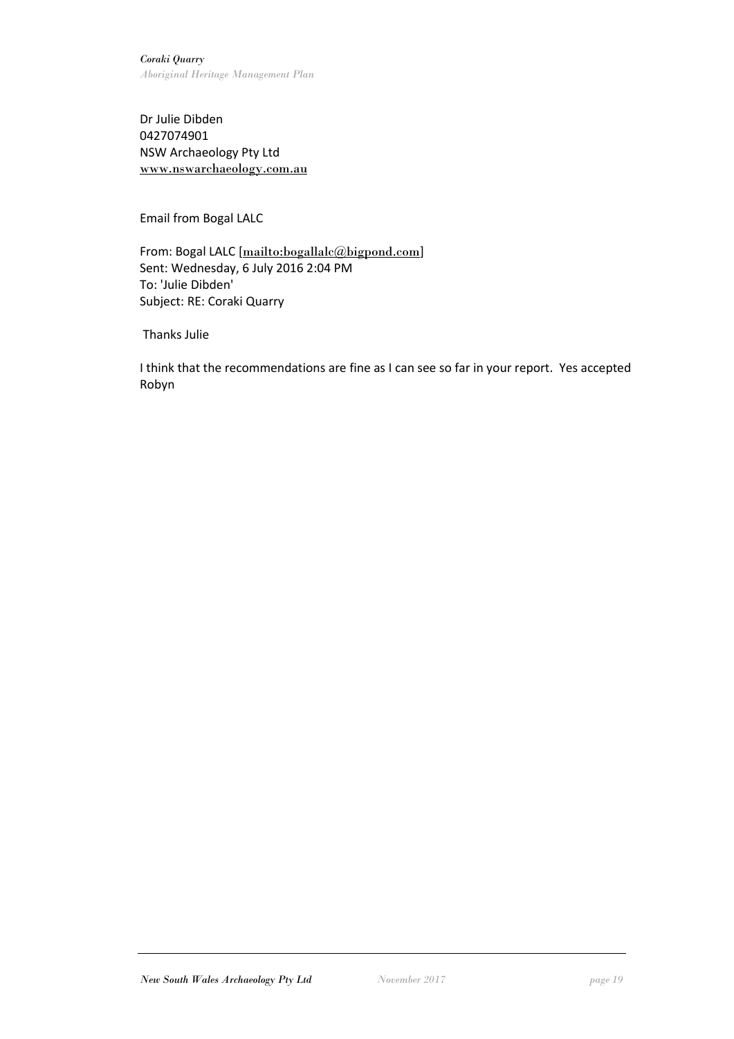Dr Julie Dibden
0427074901
NSW Archaeology Pty Ltd
www.nswarchaeology.com.au

Email from Bogal LALC

From: Bogal LALC [mailto:bogallalc@bigpond.com]
Sent: Wednesday, 6 July 2016 2:04 PM
To: 'Julie Dibden'
Subject: RE: Coraki Quarry

Thanks Julie

I think that the recommendations are fine as I can see so far in your report. Yes accepted
Robyn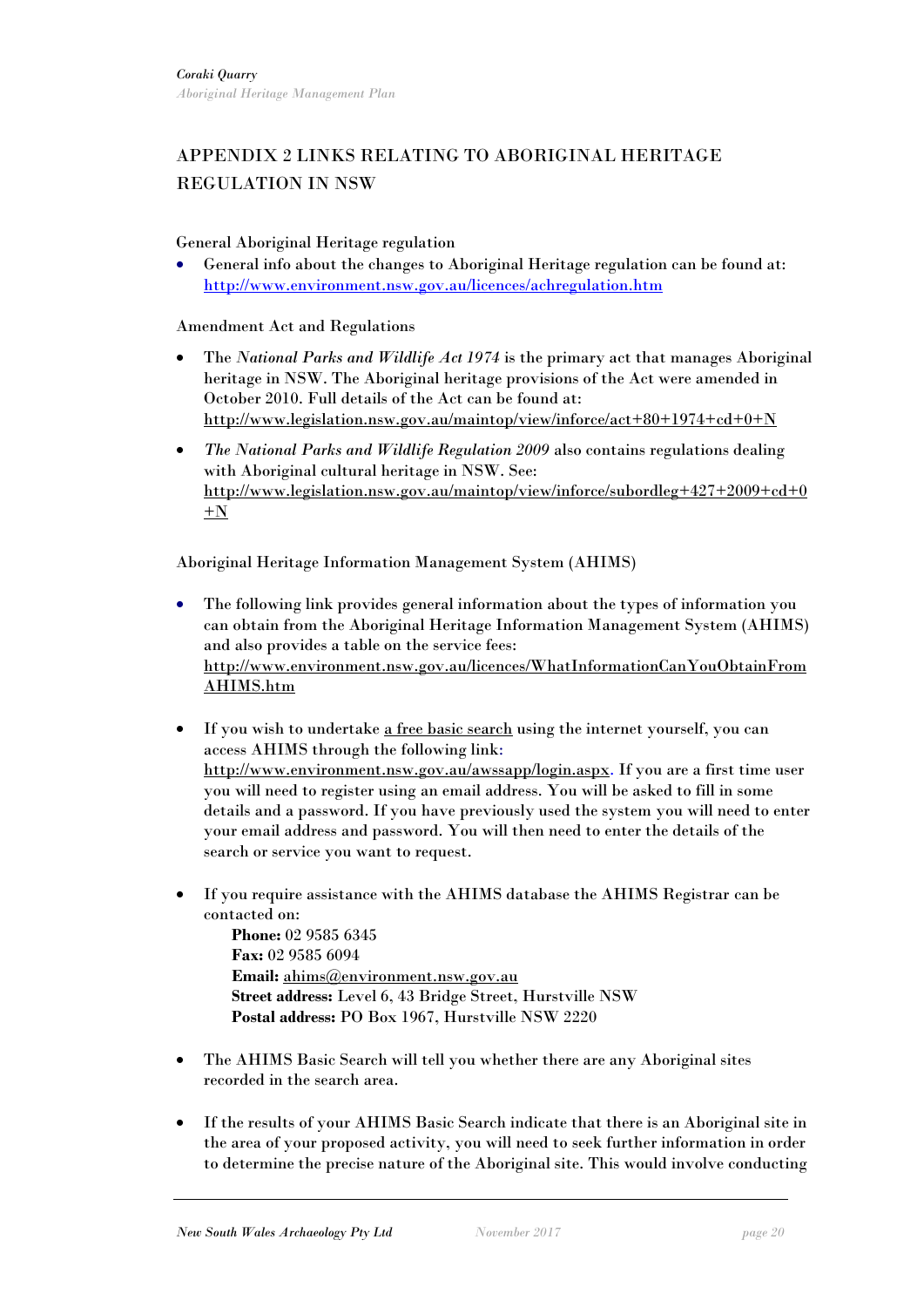# APPENDIX 2 LINKS RELATING TO ABORIGINAL HERITAGE REGULATION IN NSW

General Aboriginal Heritage regulation

- General info about the changes to Aboriginal Heritage regulation can be found at: http://www.environment.nsw.gov.au/licences/achregulation.htm

Amendment Act and Regulations

- The *National Parks and Wildlife Act 1974* is the primary act that manages Aboriginal heritage in NSW. The Aboriginal heritage provisions of the Act were amended in October 2010. Full details of the Act can be found at: http://www.legislation.nsw.gov.au/maintop/view/inforce/act+80+1974+cd+0+N

- *The National Parks and Wildlife Regulation 2009* also contains regulations dealing with Aboriginal cultural heritage in NSW. See: http://www.legislation.nsw.gov.au/maintop/view/inforce/subordleg+427+2009+cd+0+N

Aboriginal Heritage Information Management System (AHIMS)

- The following link provides general information about the types of information you can obtain from the Aboriginal Heritage Information Management System (AHIMS) and also provides a table on the service fees: http://www.environment.nsw.gov.au/licences/WhatInformationCanYouObtainFromAHIMS.htm

- If you wish to undertake a free basic search using the internet yourself, you can access AHIMS through the following link: http://www.environment.nsw.gov.au/awssapp/login.aspx. If you are a first time user you will need to register using an email address. You will be asked to fill in some details and a password. If you have previously used the system you will need to enter your email address and password. You will then need to enter the details of the search or service you want to request.

- If you require assistance with the AHIMS database the AHIMS Registrar can be contacted on:
  **Phone:** 02 9585 6345
  **Fax:** 02 9585 6094
  **Email:** ahims@environment.nsw.gov.au
  **Street address:** Level 6, 43 Bridge Street, Hurstville NSW
  **Postal address:** PO Box 1967, Hurstville NSW 2220

- The AHIMS Basic Search will tell you whether there are any Aboriginal sites recorded in the search area.

- If the results of your AHIMS Basic Search indicate that there is an Aboriginal site in the area of your proposed activity, you will need to seek further information in order to determine the precise nature of the Aboriginal site. This would involve conducting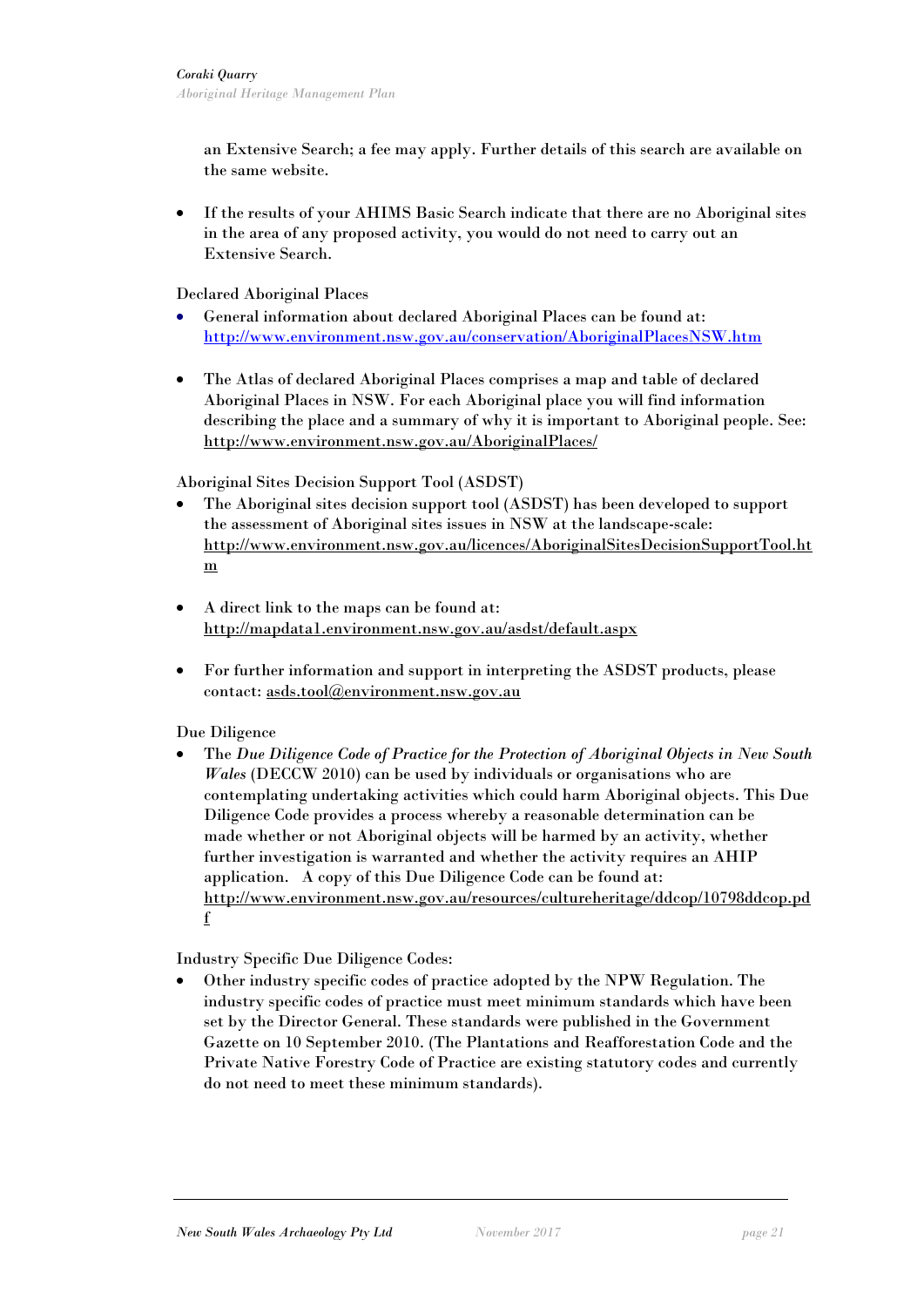an Extensive Search; a fee may apply. Further details of this search are available on the same website.

- If the results of your AHIMS Basic Search indicate that there are no Aboriginal sites in the area of any proposed activity, you would do not need to carry out an Extensive Search.

Declared Aboriginal Places

- General information about declared Aboriginal Places can be found at: http://www.environment.nsw.gov.au/conservation/AboriginalPlacesNSW.htm

- The Atlas of declared Aboriginal Places comprises a map and table of declared Aboriginal Places in NSW. For each Aboriginal place you will find information describing the place and a summary of why it is important to Aboriginal people. See: http://www.environment.nsw.gov.au/AboriginalPlaces/

Aboriginal Sites Decision Support Tool (ASDST)

- The Aboriginal sites decision support tool (ASDST) has been developed to support the assessment of Aboriginal sites issues in NSW at the landscape-scale: http://www.environment.nsw.gov.au/licences/AboriginalSitesDecisionSupportTool.htm

- A direct link to the maps can be found at: http://mapdata1.environment.nsw.gov.au/asdst/default.aspx

- For further information and support in interpreting the ASDST products, please contact: asds.tool@environment.nsw.gov.au

Due Diligence

- The *Due Diligence Code of Practice for the Protection of Aboriginal Objects in New South Wales* (DECCW 2010) can be used by individuals or organisations who are contemplating undertaking activities which could harm Aboriginal objects. This Due Diligence Code provides a process whereby a reasonable determination can be made whether or not Aboriginal objects will be harmed by an activity, whether further investigation is warranted and whether the activity requires an AHIP application. A copy of this Due Diligence Code can be found at: http://www.environment.nsw.gov.au/resources/cultureheritage/ddcop/10798ddcop.pdf

Industry Specific Due Diligence Codes:

- Other industry specific codes of practice adopted by the NPW Regulation. The industry specific codes of practice must meet minimum standards which have been set by the Director General. These standards were published in the Government Gazette on 10 September 2010. (The Plantations and Reafforestation Code and the Private Native Forestry Code of Practice are existing statutory codes and currently do not need to meet these minimum standards).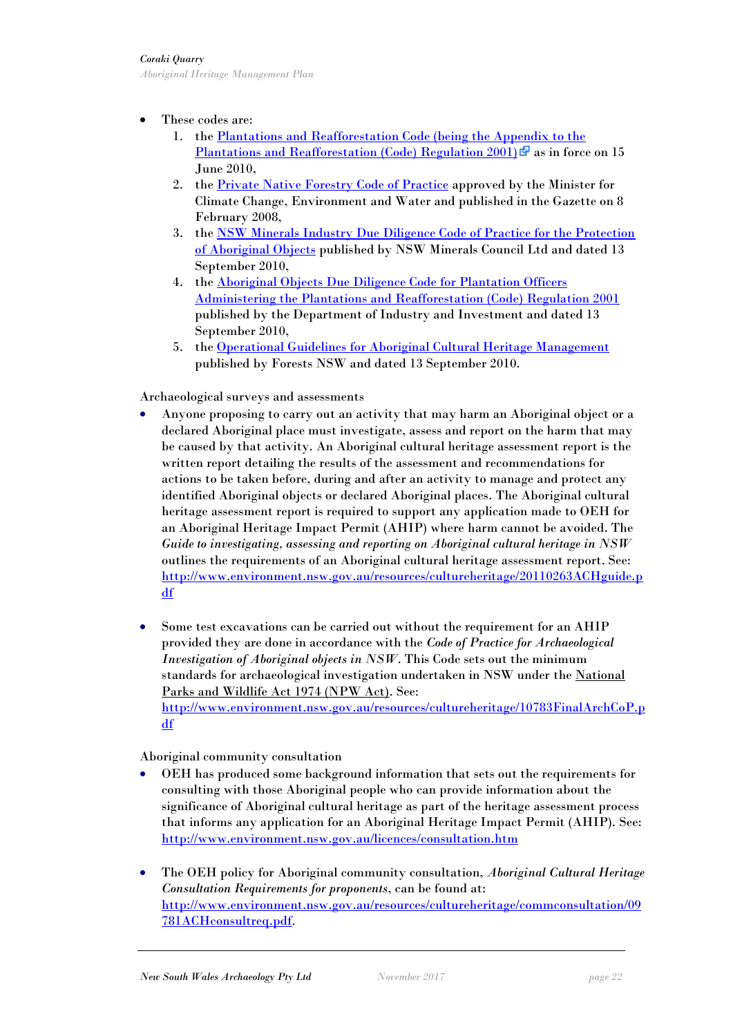- These codes are:
    1. the Plantations and Reafforestation Code (being the Appendix to the Plantations and Reafforestation (Code) Regulation 2001) as in force on 15 June 2010,
    2. the Private Native Forestry Code of Practice approved by the Minister for Climate Change, Environment and Water and published in the Gazette on 8 February 2008,
    3. the NSW Minerals Industry Due Diligence Code of Practice for the Protection of Aboriginal Objects published by NSW Minerals Council Ltd and dated 13 September 2010,
    4. the Aboriginal Objects Due Diligence Code for Plantation Officers Administering the Plantations and Reafforestation (Code) Regulation 2001 published by the Department of Industry and Investment and dated 13 September 2010,
    5. the Operational Guidelines for Aboriginal Cultural Heritage Management published by Forests NSW and dated 13 September 2010.

Archaeological surveys and assessments

- Anyone proposing to carry out an activity that may harm an Aboriginal object or a declared Aboriginal place must investigate, assess and report on the harm that may be caused by that activity. An Aboriginal cultural heritage assessment report is the written report detailing the results of the assessment and recommendations for actions to be taken before, during and after an activity to manage and protect any identified Aboriginal objects or declared Aboriginal places. The Aboriginal cultural heritage assessment report is required to support any application made to OEH for an Aboriginal Heritage Impact Permit (AHIP) where harm cannot be avoided. The *Guide to investigating, assessing and reporting on Aboriginal cultural heritage in NSW* outlines the requirements of an Aboriginal cultural heritage assessment report. See: http://www.environment.nsw.gov.au/resources/cultureheritage/20110263ACHguide.pdf

- Some test excavations can be carried out without the requirement for an AHIP provided they are done in accordance with the *Code of Practice for Archaeological Investigation of Aboriginal objects in NSW*. This Code sets out the minimum standards for archaeological investigation undertaken in NSW under the National Parks and Wildlife Act 1974 (NPW Act). See: http://www.environment.nsw.gov.au/resources/cultureheritage/10783FinalArchCoP.pdf

Aboriginal community consultation

- OEH has produced some background information that sets out the requirements for consulting with those Aboriginal people who can provide information about the significance of Aboriginal cultural heritage as part of the heritage assessment process that informs any application for an Aboriginal Heritage Impact Permit (AHIP). See: http://www.environment.nsw.gov.au/licences/consultation.htm

- The OEH policy for Aboriginal community consultation, *Aboriginal Cultural Heritage Consultation Requirements for proponents*, can be found at: http://www.environment.nsw.gov.au/resources/cultureheritage/commconsultation/09781ACHconsultreq.pdf.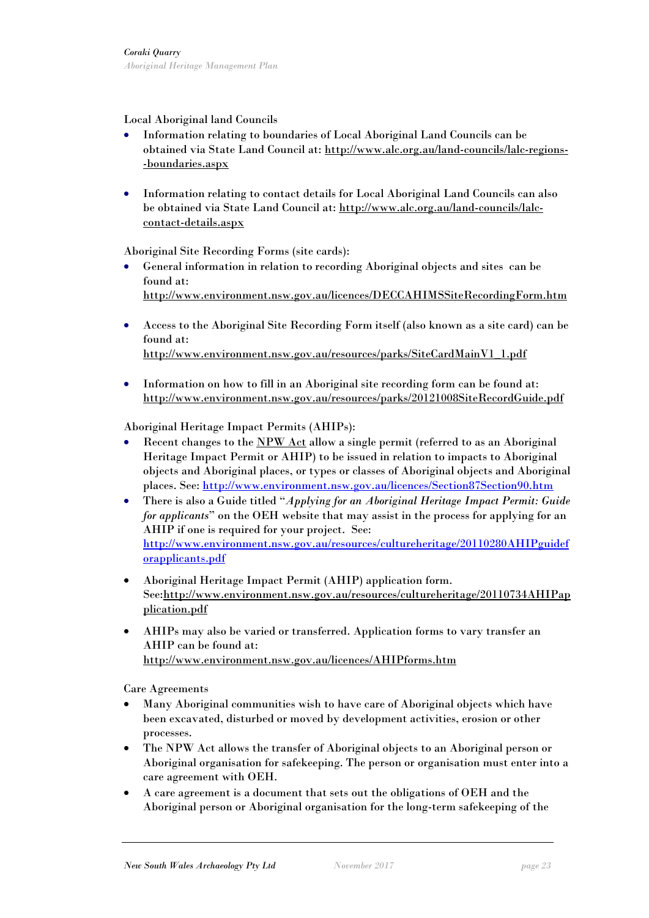Local Aboriginal land Councils

- Information relating to boundaries of Local Aboriginal Land Councils can be obtained via State Land Council at: http://www.alc.org.au/land-councils/lalc-regions--boundaries.aspx

- Information relating to contact details for Local Aboriginal Land Councils can also be obtained via State Land Council at: http://www.alc.org.au/land-councils/lalc-contact-details.aspx

Aboriginal Site Recording Forms (site cards):

- General information in relation to recording Aboriginal objects and sites can be found at: http://www.environment.nsw.gov.au/licences/DECCAHIMSSiteRecordingForm.htm

- Access to the Aboriginal Site Recording Form itself (also known as a site card) can be found at: http://www.environment.nsw.gov.au/resources/parks/SiteCardMainV1_1.pdf

- Information on how to fill in an Aboriginal site recording form can be found at: http://www.environment.nsw.gov.au/resources/parks/20121008SiteRecordGuide.pdf

Aboriginal Heritage Impact Permits (AHIPs):

- Recent changes to the NPW Act allow a single permit (referred to as an Aboriginal Heritage Impact Permit or AHIP) to be issued in relation to impacts to Aboriginal objects and Aboriginal places, or types or classes of Aboriginal objects and Aboriginal places. See: http://www.environment.nsw.gov.au/licences/Section87Section90.htm
- There is also a Guide titled "*Applying for an Aboriginal Heritage Impact Permit: Guide for applicants*" on the OEH website that may assist in the process for applying for an AHIP if one is required for your project. See: http://www.environment.nsw.gov.au/resources/cultureheritage/20110280AHIPguideforapplicants.pdf

- Aboriginal Heritage Impact Permit (AHIP) application form. See:http://www.environment.nsw.gov.au/resources/cultureheritage/20110734AHIPapplication.pdf

- AHIPs may also be varied or transferred. Application forms to vary transfer an AHIP can be found at: http://www.environment.nsw.gov.au/licences/AHIPforms.htm

Care Agreements

- Many Aboriginal communities wish to have care of Aboriginal objects which have been excavated, disturbed or moved by development activities, erosion or other processes.
- The NPW Act allows the transfer of Aboriginal objects to an Aboriginal person or Aboriginal organisation for safekeeping. The person or organisation must enter into a care agreement with OEH.
- A care agreement is a document that sets out the obligations of OEH and the Aboriginal person or Aboriginal organisation for the long-term safekeeping of the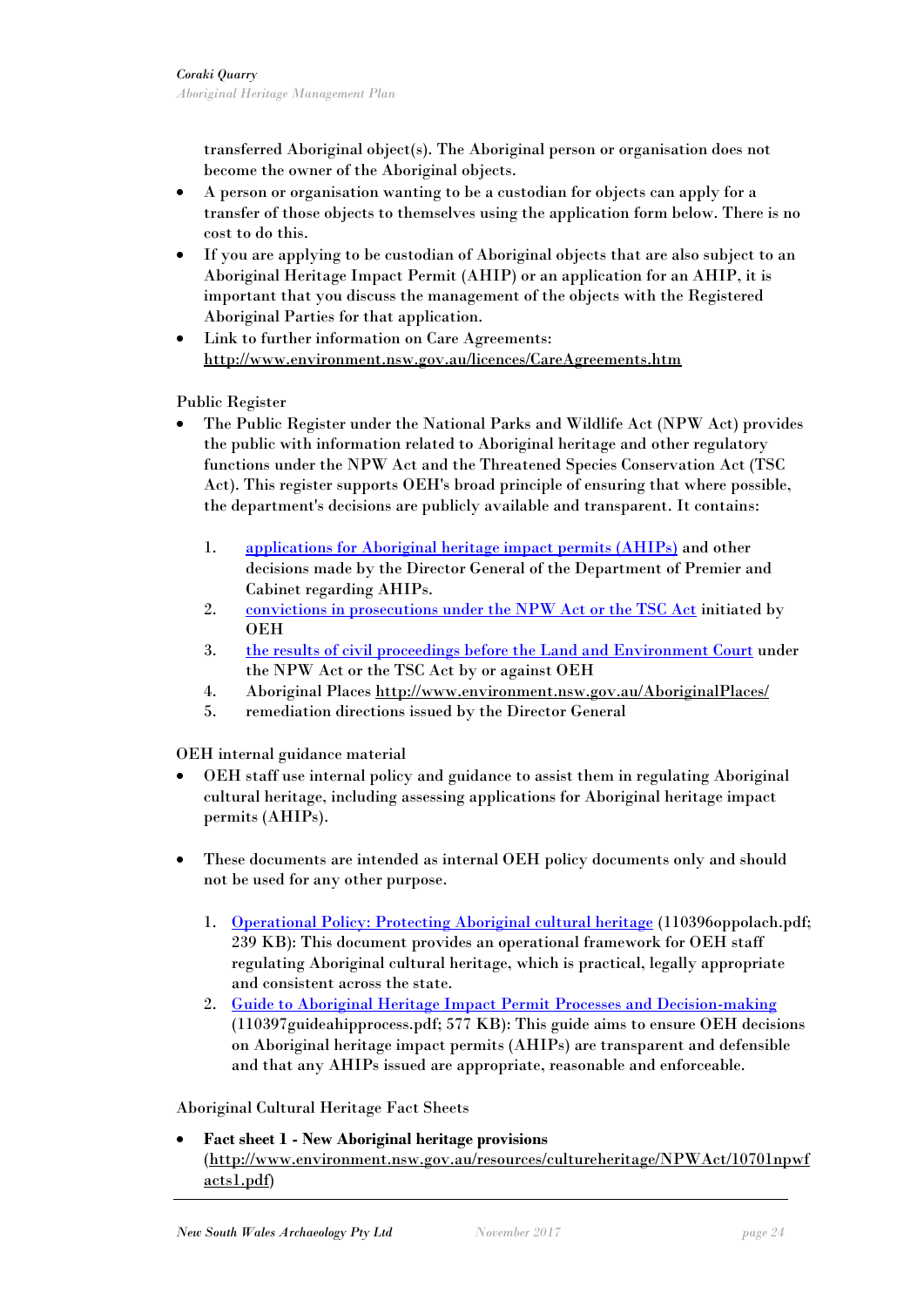transferred Aboriginal object(s). The Aboriginal person or organisation does not become the owner of the Aboriginal objects.

- A person or organisation wanting to be a custodian for objects can apply for a transfer of those objects to themselves using the application form below. There is no cost to do this.
- If you are applying to be custodian of Aboriginal objects that are also subject to an Aboriginal Heritage Impact Permit (AHIP) or an application for an AHIP, it is important that you discuss the management of the objects with the Registered Aboriginal Parties for that application.
- Link to further information on Care Agreements: http://www.environment.nsw.gov.au/licences/CareAgreements.htm

Public Register

- The Public Register under the National Parks and Wildlife Act (NPW Act) provides the public with information related to Aboriginal heritage and other regulatory functions under the NPW Act and the Threatened Species Conservation Act (TSC Act). This register supports OEH's broad principle of ensuring that where possible, the department's decisions are publicly available and transparent. It contains:

  1. applications for Aboriginal heritage impact permits (AHIPs) and other decisions made by the Director General of the Department of Premier and Cabinet regarding AHIPs.
  2. convictions in prosecutions under the NPW Act or the TSC Act initiated by OEH
  3. the results of civil proceedings before the Land and Environment Court under the NPW Act or the TSC Act by or against OEH
  4. Aboriginal Places http://www.environment.nsw.gov.au/AboriginalPlaces/
  5. remediation directions issued by the Director General

OEH internal guidance material

- OEH staff use internal policy and guidance to assist them in regulating Aboriginal cultural heritage, including assessing applications for Aboriginal heritage impact permits (AHIPs).

- These documents are intended as internal OEH policy documents only and should not be used for any other purpose.

  1. Operational Policy: Protecting Aboriginal cultural heritage (110396oppolach.pdf; 239 KB): This document provides an operational framework for OEH staff regulating Aboriginal cultural heritage, which is practical, legally appropriate and consistent across the state.
  2. Guide to Aboriginal Heritage Impact Permit Processes and Decision-making (110397guideahipprocess.pdf; 577 KB): This guide aims to ensure OEH decisions on Aboriginal heritage impact permits (AHIPs) are transparent and defensible and that any AHIPs issued are appropriate, reasonable and enforceable.

Aboriginal Cultural Heritage Fact Sheets

- **Fact sheet 1 - New Aboriginal heritage provisions** (http://www.environment.nsw.gov.au/resources/cultureheritage/NPWAct/10701npwfacts1.pdf)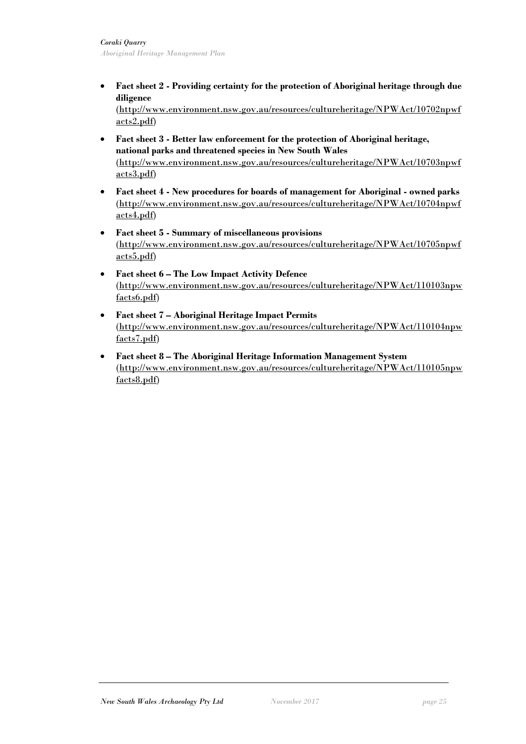- **Fact sheet 2 - Providing certainty for the protection of Aboriginal heritage through due diligence** (http://www.environment.nsw.gov.au/resources/cultureheritage/NPWAct/10702npwfacts2.pdf)
- **Fact sheet 3 - Better law enforcement for the protection of Aboriginal heritage, national parks and threatened species in New South Wales** (http://www.environment.nsw.gov.au/resources/cultureheritage/NPWAct/10703npwfacts3.pdf)
- **Fact sheet 4 - New procedures for boards of management for Aboriginal - owned parks** (http://www.environment.nsw.gov.au/resources/cultureheritage/NPWAct/10704npwfacts4.pdf)
- **Fact sheet 5 - Summary of miscellaneous provisions** (http://www.environment.nsw.gov.au/resources/cultureheritage/NPWAct/10705npwfacts5.pdf)
- **Fact sheet 6 – The Low Impact Activity Defence** (http://www.environment.nsw.gov.au/resources/cultureheritage/NPWAct/110103npwfacts6.pdf)
- **Fact sheet 7 – Aboriginal Heritage Impact Permits** (http://www.environment.nsw.gov.au/resources/cultureheritage/NPWAct/110104npwfacts7.pdf)
- **Fact sheet 8 – The Aboriginal Heritage Information Management System** (http://www.environment.nsw.gov.au/resources/cultureheritage/NPWAct/110105npwfacts8.pdf)